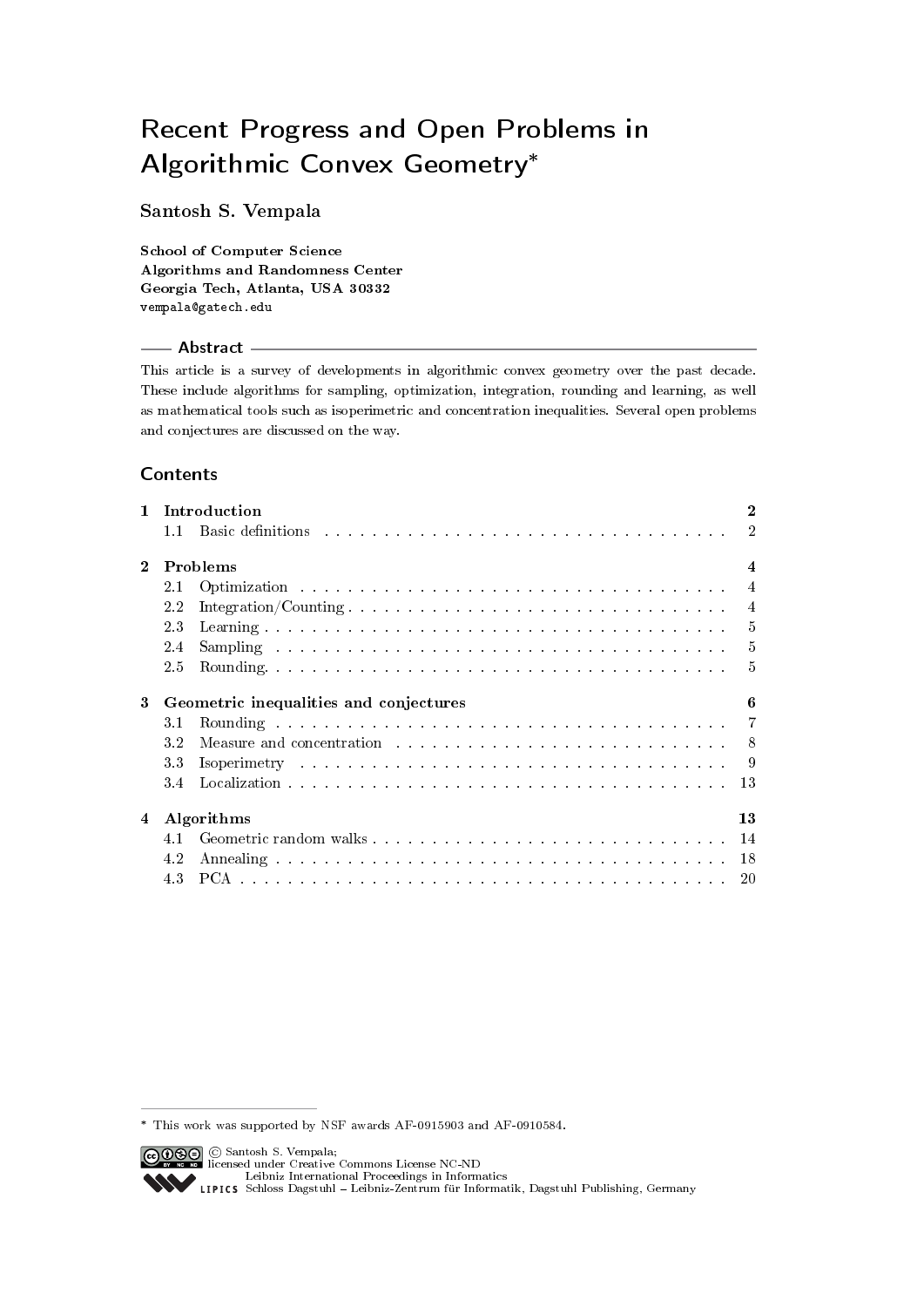# Recent Progress and Open Problems in Algorithmic Convex Geometry*

**Santosh S. Vempala**

**School of Computer Science**
**Algorithms and Randomness Center**
**Georgia Tech, Atlanta, USA 30332**
vempala@gatech.edu

## Abstract

This article is a survey of developments in algorithmic convex geometry over the past decade. These include algorithms for sampling, optimization, integration, rounding and learning, as well as mathematical tools such as isoperimetric and concentration inequalities. Several open problems and conjectures are discussed on the way.

## Contents

| | | |
|---|---|---|
| **1** | **Introduction** | **2** |
| 1.1 | Basic definitions | 2 |
| **2** | **Problems** | **4** |
| 2.1 | Optimization | 4 |
| 2.2 | Integration/Counting | 4 |
| 2.3 | Learning | 5 |
| 2.4 | Sampling | 5 |
| 2.5 | Rounding | 5 |
| **3** | **Geometric inequalities and conjectures** | **6** |
| 3.1 | Rounding | 7 |
| 3.2 | Measure and concentration | 8 |
| 3.3 | Isoperimetry | 9 |
| 3.4 | Localization | 13 |
| **4** | **Algorithms** | **13** |
| 4.1 | Geometric random walks | 14 |
| 4.2 | Annealing | 18 |
| 4.3 | PCA | 20 |

---

* This work was supported by NSF awards AF-0915903 and AF-0910584.

© Santosh S. Vempala;
licensed under Creative Commons License NC-ND
Leibniz International Proceedings in Informatics
Schloss Dagstuhl – Leibniz-Zentrum für Informatik, Dagstuhl Publishing, Germany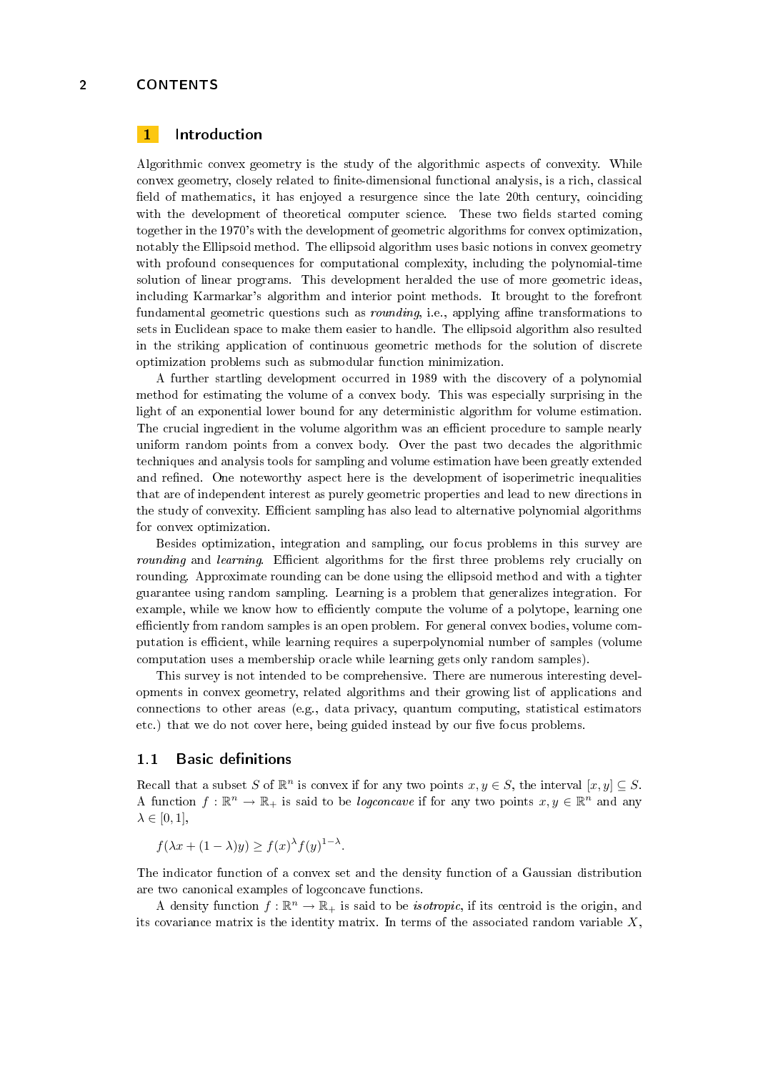## 1 Introduction

Algorithmic convex geometry is the study of the algorithmic aspects of convexity. While convex geometry, closely related to finite-dimensional functional analysis, is a rich, classical field of mathematics, it has enjoyed a resurgence since the late 20th century, coinciding with the development of theoretical computer science. These two fields started coming together in the 1970's with the development of geometric algorithms for convex optimization, notably the Ellipsoid method. The ellipsoid algorithm uses basic notions in convex geometry with profound consequences for computational complexity, including the polynomial-time solution of linear programs. This development heralded the use of more geometric ideas, including Karmarkar's algorithm and interior point methods. It brought to the forefront fundamental geometric questions such as *rounding*, i.e., applying affine transformations to sets in Euclidean space to make them easier to handle. The ellipsoid algorithm also resulted in the striking application of continuous geometric methods for the solution of discrete optimization problems such as submodular function minimization.

A further startling development occurred in 1989 with the discovery of a polynomial method for estimating the volume of a convex body. This was especially surprising in the light of an exponential lower bound for any deterministic algorithm for volume estimation. The crucial ingredient in the volume algorithm was an efficient procedure to sample nearly uniform random points from a convex body. Over the past two decades the algorithmic techniques and analysis tools for sampling and volume estimation have been greatly extended and refined. One noteworthy aspect here is the development of isoperimetric inequalities that are of independent interest as purely geometric properties and lead to new directions in the study of convexity. Efficient sampling has also lead to alternative polynomial algorithms for convex optimization.

Besides optimization, integration and sampling, our focus problems in this survey are *rounding* and *learning*. Efficient algorithms for the first three problems rely crucially on rounding. Approximate rounding can be done using the ellipsoid method and with a tighter guarantee using random sampling. Learning is a problem that generalizes integration. For example, while we know how to efficiently compute the volume of a polytope, learning one efficiently from random samples is an open problem. For general convex bodies, volume computation is efficient, while learning requires a superpolynomial number of samples (volume computation uses a membership oracle while learning gets only random samples).

This survey is not intended to be comprehensive. There are numerous interesting developments in convex geometry, related algorithms and their growing list of applications and connections to other areas (e.g., data privacy, quantum computing, statistical estimators etc.) that we do not cover here, being guided instead by our five focus problems.

### 1.1 Basic definitions

Recall that a subset $S$ of $\mathbb{R}^n$ is convex if for any two points $x, y \in S$, the interval $[x, y] \subseteq S$. A function $f : \mathbb{R}^n \to \mathbb{R}_+$ is said to be *logconcave* if for any two points $x, y \in \mathbb{R}^n$ and any $\lambda \in [0, 1]$,

$$f(\lambda x + (1 - \lambda)y) \geq f(x)^\lambda f(y)^{1-\lambda}.$$

The indicator function of a convex set and the density function of a Gaussian distribution are two canonical examples of logconcave functions.

A density function $f : \mathbb{R}^n \to \mathbb{R}_+$ is said to be *isotropic*, if its centroid is the origin, and its covariance matrix is the identity matrix. In terms of the associated random variable $X$,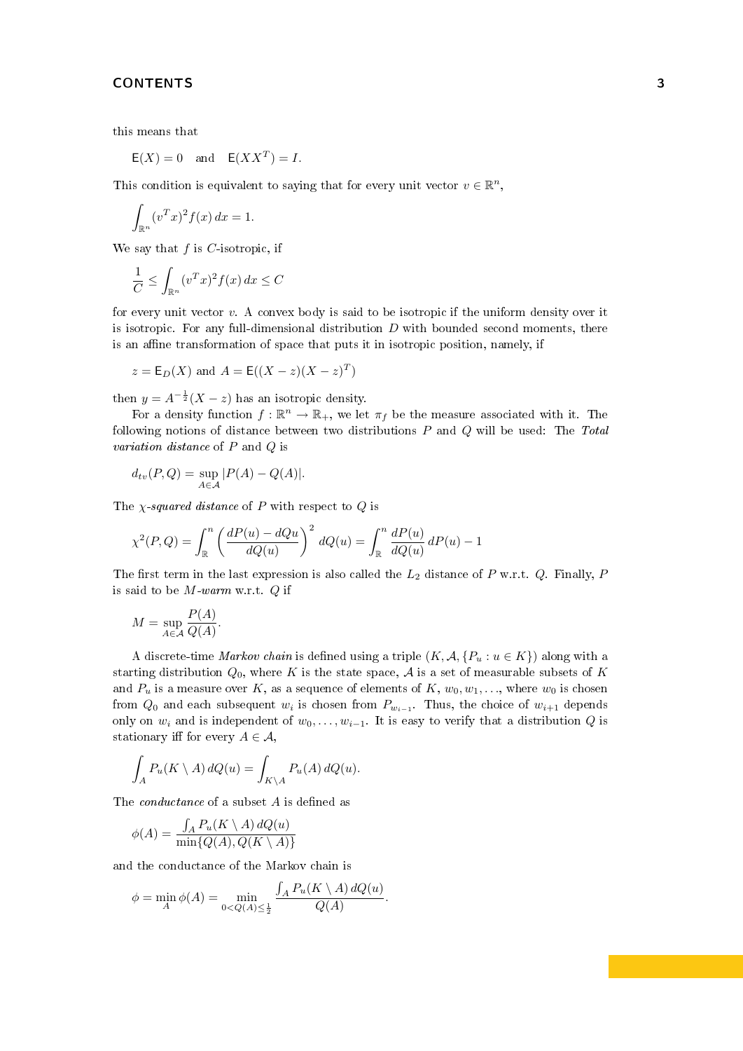this means that

$$\mathsf{E}(X) = 0 \quad \text{and} \quad \mathsf{E}(XX^T) = I.$$

This condition is equivalent to saying that for every unit vector $v \in \mathbb{R}^n$,

$$\int_{\mathbb{R}^n} (v^T x)^2 f(x)\, dx = 1.$$

We say that $f$ is $C$-isotropic, if

$$\frac{1}{C} \le \int_{\mathbb{R}^n} (v^T x)^2 f(x)\, dx \le C$$

for every unit vector $v$. A convex body is said to be isotropic if the uniform density over it is isotropic. For any full-dimensional distribution $D$ with bounded second moments, there is an affine transformation of space that puts it in isotropic position, namely, if

$$z = \mathsf{E}_D(X) \text{ and } A = \mathsf{E}((X-z)(X-z)^T)$$

then $y = A^{-\frac{1}{2}}(X - z)$ has an isotropic density.

For a density function $f : \mathbb{R}^n \to \mathbb{R}_+$, we let $\pi_f$ be the measure associated with it. The following notions of distance between two distributions $P$ and $Q$ will be used: The *Total variation distance* of $P$ and $Q$ is

$$d_{tv}(P, Q) = \sup_{A \in \mathcal{A}} |P(A) - Q(A)|.$$

The $\chi$*-squared distance* of $P$ with respect to $Q$ is

$$\chi^2(P, Q) = \int_{\mathbb{R}}^n \left( \frac{dP(u) - dQu}{dQ(u)} \right)^2 dQ(u) = \int_{\mathbb{R}}^n \frac{dP(u)}{dQ(u)}\, dP(u) - 1$$

The first term in the last expression is also called the $L_2$ distance of $P$ w.r.t. $Q$. Finally, $P$ is said to be $M$*-warm* w.r.t. $Q$ if

$$M = \sup_{A \in \mathcal{A}} \frac{P(A)}{Q(A)}.$$

A discrete-time *Markov chain* is defined using a triple $(K, \mathcal{A}, \{P_u : u \in K\})$ along with a starting distribution $Q_0$, where $K$ is the state space, $\mathcal{A}$ is a set of measurable subsets of $K$ and $P_u$ is a measure over $K$, as a sequence of elements of $K$, $w_0, w_1, \ldots$, where $w_0$ is chosen from $Q_0$ and each subsequent $w_i$ is chosen from $P_{w_{i-1}}$. Thus, the choice of $w_{i+1}$ depends only on $w_i$ and is independent of $w_0, \ldots, w_{i-1}$. It is easy to verify that a distribution $Q$ is stationary iff for every $A \in \mathcal{A}$,

$$\int_A P_u(K \setminus A)\, dQ(u) = \int_{K \setminus A} P_u(A)\, dQ(u).$$

The *conductance* of a subset $A$ is defined as

$$\phi(A) = \frac{\int_A P_u(K \setminus A)\, dQ(u)}{\min\{Q(A), Q(K \setminus A)\}}$$

and the conductance of the Markov chain is

$$\phi = \min_A \phi(A) = \min_{0 < Q(A) \le \frac{1}{2}} \frac{\int_A P_u(K \setminus A)\, dQ(u)}{Q(A)}.$$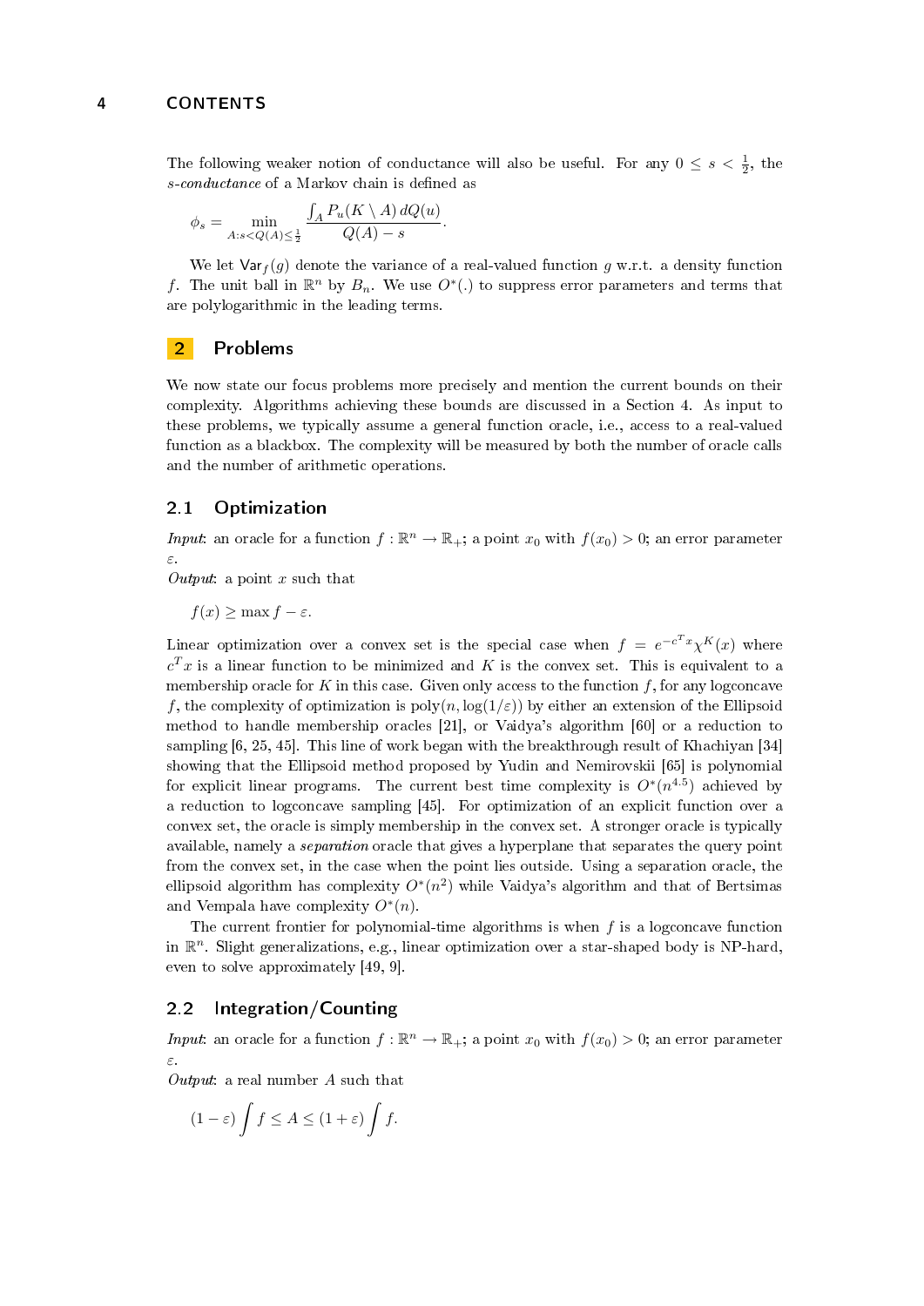The following weaker notion of conductance will also be useful. For any $0 \leq s < \frac{1}{2}$, the *s-conductance* of a Markov chain is defined as

$$\phi_s = \min_{A: s < Q(A) \leq \frac{1}{2}} \frac{\int_A P_u(K \setminus A)\, dQ(u)}{Q(A) - s}.$$

We let $\mathsf{Var}_f(g)$ denote the variance of a real-valued function $g$ w.r.t. a density function $f$. The unit ball in $\mathbb{R}^n$ by $B_n$. We use $O^*(.)$ to suppress error parameters and terms that are polylogarithmic in the leading terms.

## 2 Problems

We now state our focus problems more precisely and mention the current bounds on their complexity. Algorithms achieving these bounds are discussed in a Section 4. As input to these problems, we typically assume a general function oracle, i.e., access to a real-valued function as a blackbox. The complexity will be measured by both the number of oracle calls and the number of arithmetic operations.

### 2.1 Optimization

*Input*: an oracle for a function $f : \mathbb{R}^n \to \mathbb{R}_+$; a point $x_0$ with $f(x_0) > 0$; an error parameter $\varepsilon$.
*Output*: a point $x$ such that

$$f(x) \geq \max f - \varepsilon.$$

Linear optimization over a convex set is the special case when $f = e^{-c^T x}\chi^K(x)$ where $c^T x$ is a linear function to be minimized and $K$ is the convex set. This is equivalent to a membership oracle for $K$ in this case. Given only access to the function $f$, for any logconcave $f$, the complexity of optimization is $\text{poly}(n, \log(1/\varepsilon))$ by either an extension of the Ellipsoid method to handle membership oracles [21], or Vaidya's algorithm [60] or a reduction to sampling [6, 25, 45]. This line of work began with the breakthrough result of Khachiyan [34] showing that the Ellipsoid method proposed by Yudin and Nemirovskii [65] is polynomial for explicit linear programs. The current best time complexity is $O^*(n^{4.5})$ achieved by a reduction to logconcave sampling [45]. For optimization of an explicit function over a convex set, the oracle is simply membership in the convex set. A stronger oracle is typically available, namely a *separation* oracle that gives a hyperplane that separates the query point from the convex set, in the case when the point lies outside. Using a separation oracle, the ellipsoid algorithm has complexity $O^*(n^2)$ while Vaidya's algorithm and that of Bertsimas and Vempala have complexity $O^*(n)$.

The current frontier for polynomial-time algorithms is when $f$ is a logconcave function in $\mathbb{R}^n$. Slight generalizations, e.g., linear optimization over a star-shaped body is NP-hard, even to solve approximately [49, 9].

### 2.2 Integration/Counting

*Input*: an oracle for a function $f : \mathbb{R}^n \to \mathbb{R}_+$; a point $x_0$ with $f(x_0) > 0$; an error parameter $\varepsilon$.
*Output*: a real number $A$ such that

$$(1 - \varepsilon) \int f \leq A \leq (1 + \varepsilon) \int f.$$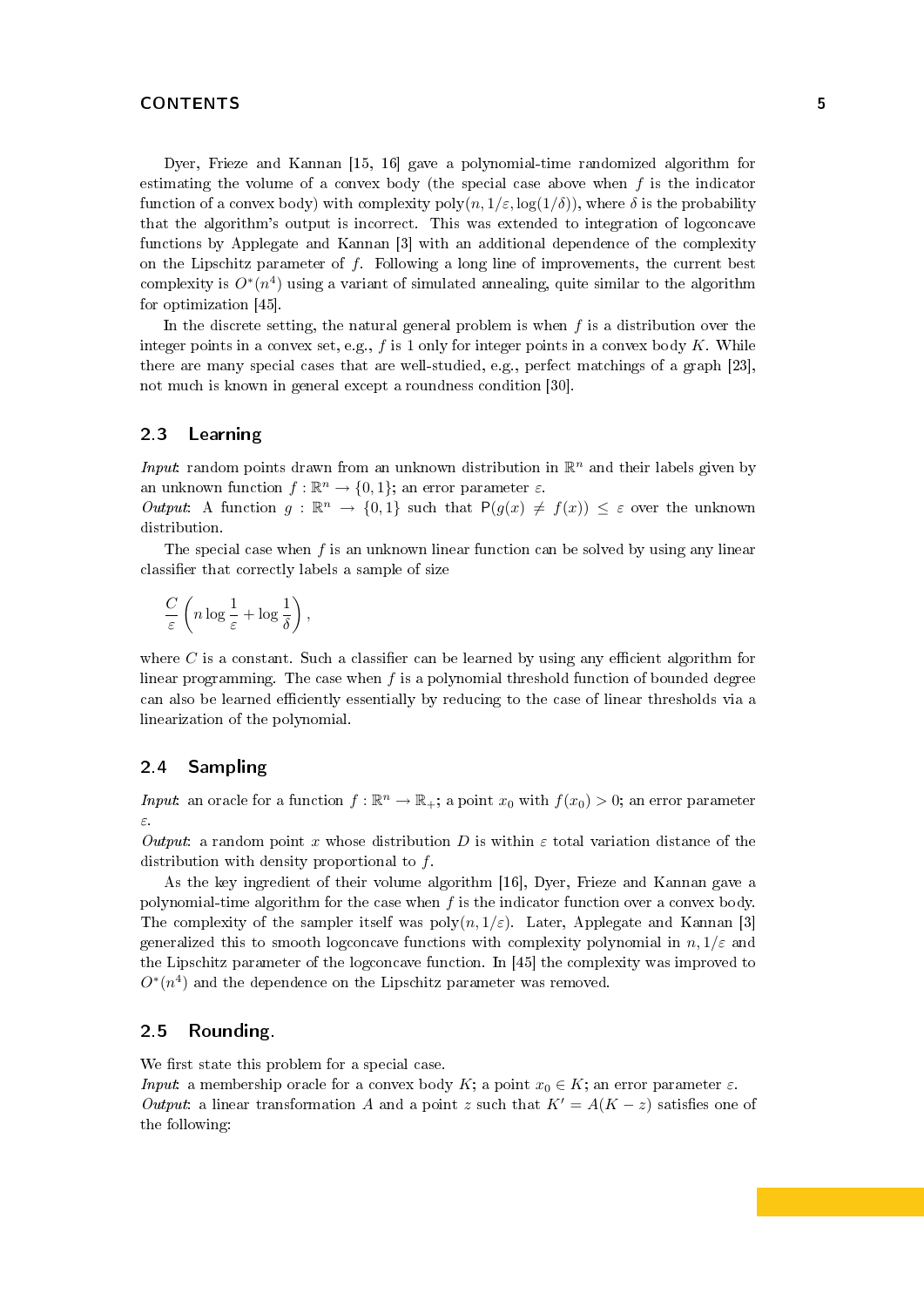Dyer, Frieze and Kannan [15, 16] gave a polynomial-time randomized algorithm for estimating the volume of a convex body (the special case above when $f$ is the indicator function of a convex body) with complexity $\text{poly}(n, 1/\varepsilon, \log(1/\delta))$, where $\delta$ is the probability that the algorithm's output is incorrect. This was extended to integration of logconcave functions by Applegate and Kannan [3] with an additional dependence of the complexity on the Lipschitz parameter of $f$. Following a long line of improvements, the current best complexity is $O^*(n^4)$ using a variant of simulated annealing, quite similar to the algorithm for optimization [45].

In the discrete setting, the natural general problem is when $f$ is a distribution over the integer points in a convex set, e.g., $f$ is 1 only for integer points in a convex body $K$. While there are many special cases that are well-studied, e.g., perfect matchings of a graph [23], not much is known in general except a roundness condition [30].

## 2.3 Learning

*Input*: random points drawn from an unknown distribution in $\mathbb{R}^n$ and their labels given by an unknown function $f : \mathbb{R}^n \to \{0, 1\}$; an error parameter $\varepsilon$.
*Output*: A function $g : \mathbb{R}^n \to \{0, 1\}$ such that $\mathsf{P}(g(x) \neq f(x)) \leq \varepsilon$ over the unknown distribution.

The special case when $f$ is an unknown linear function can be solved by using any linear classifier that correctly labels a sample of size

$$\frac{C}{\varepsilon}\left(n \log \frac{1}{\varepsilon} + \log \frac{1}{\delta}\right),$$

where $C$ is a constant. Such a classifier can be learned by using any efficient algorithm for linear programming. The case when $f$ is a polynomial threshold function of bounded degree can also be learned efficiently essentially by reducing to the case of linear thresholds via a linearization of the polynomial.

## 2.4 Sampling

*Input*: an oracle for a function $f : \mathbb{R}^n \to \mathbb{R}_+$; a point $x_0$ with $f(x_0) > 0$; an error parameter $\varepsilon$.
*Output*: a random point $x$ whose distribution $D$ is within $\varepsilon$ total variation distance of the distribution with density proportional to $f$.

As the key ingredient of their volume algorithm [16], Dyer, Frieze and Kannan gave a polynomial-time algorithm for the case when $f$ is the indicator function over a convex body. The complexity of the sampler itself was $\text{poly}(n, 1/\varepsilon)$. Later, Applegate and Kannan [3] generalized this to smooth logconcave functions with complexity polynomial in $n, 1/\varepsilon$ and the Lipschitz parameter of the logconcave function. In [45] the complexity was improved to $O^*(n^4)$ and the dependence on the Lipschitz parameter was removed.

## 2.5 Rounding.

We first state this problem for a special case.
*Input*: a membership oracle for a convex body $K$; a point $x_0 \in K$; an error parameter $\varepsilon$.
*Output*: a linear transformation $A$ and a point $z$ such that $K' = A(K - z)$ satisfies one of the following: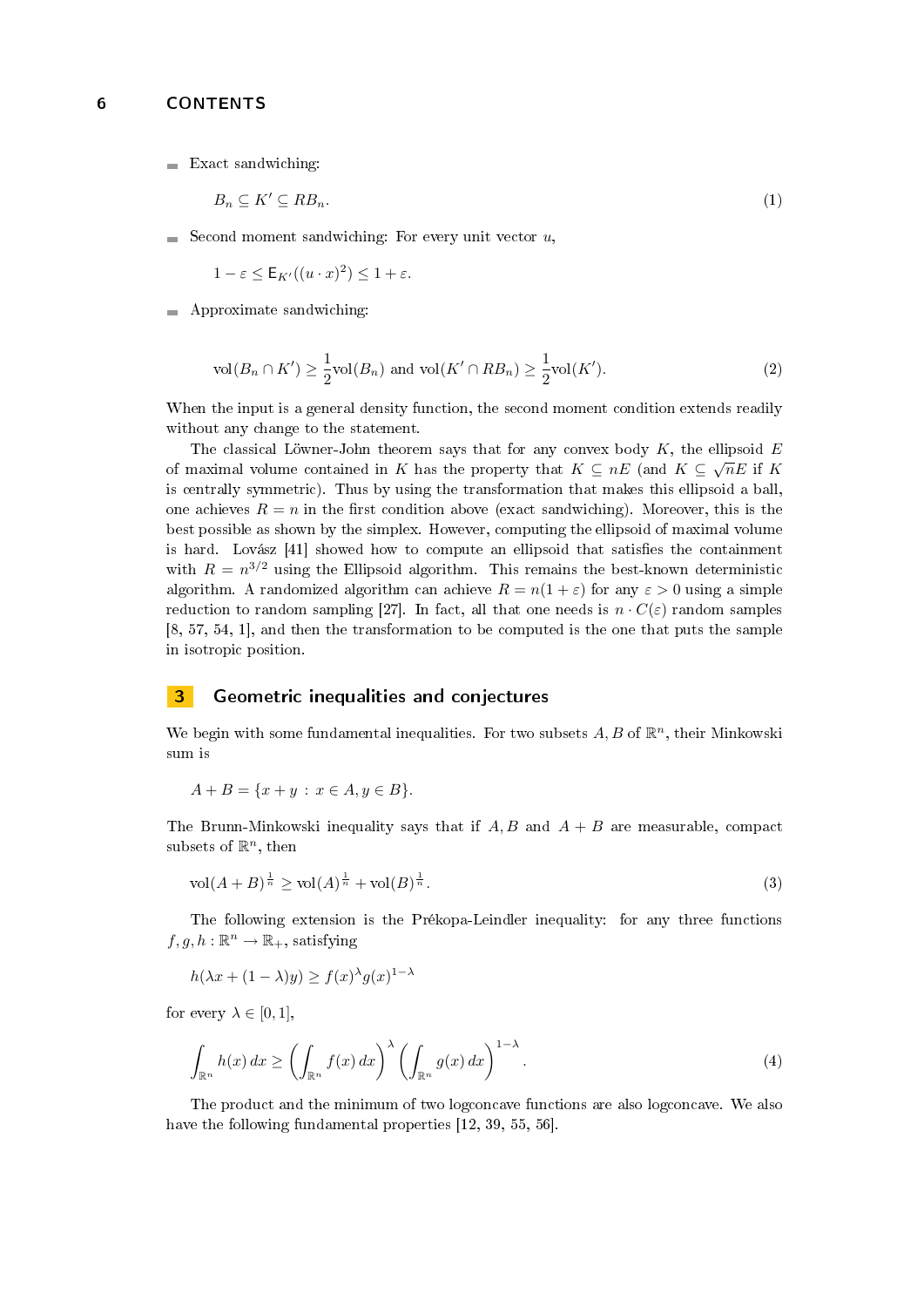- Exact sandwiching:

$$B_n \subseteq K' \subseteq RB_n. \tag{1}$$

- Second moment sandwiching: For every unit vector $u$,

$$1 - \varepsilon \leq \mathsf{E}_{K'}((u \cdot x)^2) \leq 1 + \varepsilon.$$

- Approximate sandwiching:

$$\mathrm{vol}(B_n \cap K') \geq \frac{1}{2}\mathrm{vol}(B_n) \text{ and } \mathrm{vol}(K' \cap RB_n) \geq \frac{1}{2}\mathrm{vol}(K'). \tag{2}$$

When the input is a general density function, the second moment condition extends readily without any change to the statement.

The classical Löwner-John theorem says that for any convex body $K$, the ellipsoid $E$ of maximal volume contained in $K$ has the property that $K \subseteq nE$ (and $K \subseteq \sqrt{n}E$ if $K$ is centrally symmetric). Thus by using the transformation that makes this ellipsoid a ball, one achieves $R = n$ in the first condition above (exact sandwiching). Moreover, this is the best possible as shown by the simplex. However, computing the ellipsoid of maximal volume is hard. Lovász [41] showed how to compute an ellipsoid that satisfies the containment with $R = n^{3/2}$ using the Ellipsoid algorithm. This remains the best-known deterministic algorithm. A randomized algorithm can achieve $R = n(1+\varepsilon)$ for any $\varepsilon > 0$ using a simple reduction to random sampling [27]. In fact, all that one needs is $n \cdot C(\varepsilon)$ random samples [8, 57, 54, 1], and then the transformation to be computed is the one that puts the sample in isotropic position.

## 3 Geometric inequalities and conjectures

We begin with some fundamental inequalities. For two subsets $A, B$ of $\mathbb{R}^n$, their Minkowski sum is

$$A + B = \{x + y \,:\, x \in A, y \in B\}.$$

The Brunn-Minkowski inequality says that if $A, B$ and $A + B$ are measurable, compact subsets of $\mathbb{R}^n$, then

$$\mathrm{vol}(A+B)^{\frac{1}{n}} \geq \mathrm{vol}(A)^{\frac{1}{n}} + \mathrm{vol}(B)^{\frac{1}{n}}. \tag{3}$$

The following extension is the Prékopa-Leindler inequality: for any three functions $f, g, h : \mathbb{R}^n \to \mathbb{R}_+$, satisfying

$$h(\lambda x + (1-\lambda)y) \geq f(x)^\lambda g(x)^{1-\lambda}$$

for every $\lambda \in [0, 1]$,

$$\int_{\mathbb{R}^n} h(x)\, dx \geq \left( \int_{\mathbb{R}^n} f(x)\, dx \right)^\lambda \left( \int_{\mathbb{R}^n} g(x)\, dx \right)^{1-\lambda}. \tag{4}$$

The product and the minimum of two logconcave functions are also logconcave. We also have the following fundamental properties [12, 39, 55, 56].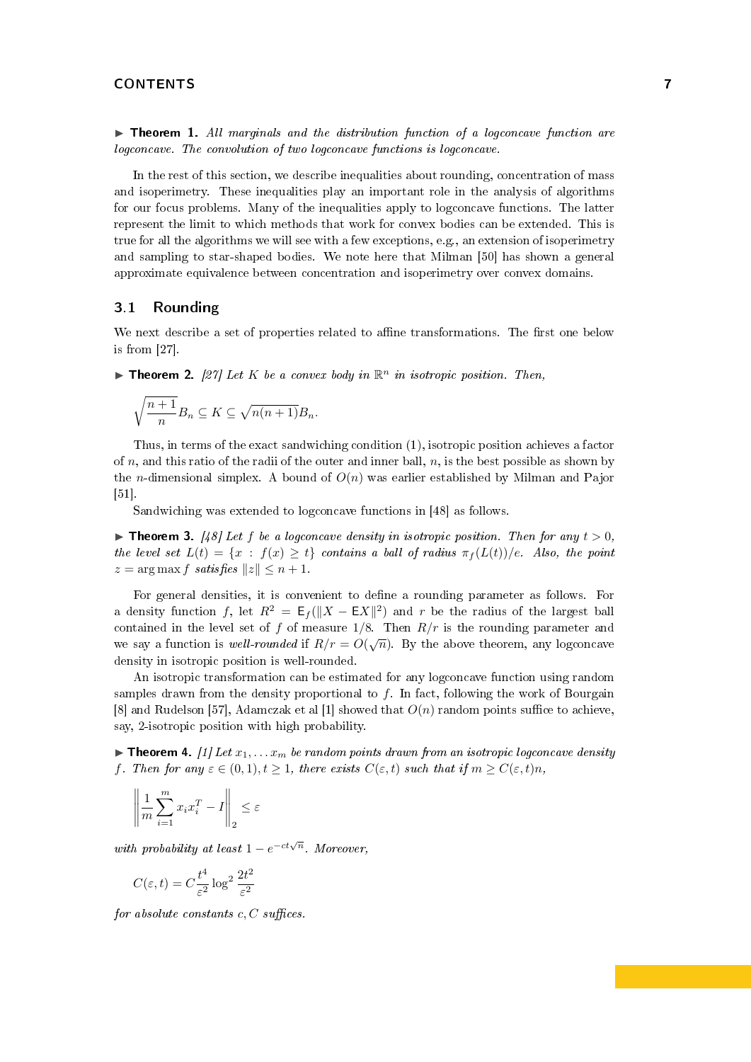▶ **Theorem 1.** *All marginals and the distribution function of a logconcave function are logconcave. The convolution of two logconcave functions is logconcave.*

In the rest of this section, we describe inequalities about rounding, concentration of mass and isoperimetry. These inequalities play an important role in the analysis of algorithms for our focus problems. Many of the inequalities apply to logconcave functions. The latter represent the limit to which methods that work for convex bodies can be extended. This is true for all the algorithms we will see with a few exceptions, e.g., an extension of isoperimetry and sampling to star-shaped bodies. We note here that Milman [50] has shown a general approximate equivalence between concentration and isoperimetry over convex domains.

## 3.1 Rounding

We next describe a set of properties related to affine transformations. The first one below is from [27].

▶ **Theorem 2.** *[27] Let $K$ be a convex body in $\mathbb{R}^n$ in isotropic position. Then,*

$$\sqrt{\frac{n+1}{n}} B_n \subseteq K \subseteq \sqrt{n(n+1)} B_n.$$

Thus, in terms of the exact sandwiching condition (1), isotropic position achieves a factor of $n$, and this ratio of the radii of the outer and inner ball, $n$, is the best possible as shown by the $n$-dimensional simplex. A bound of $O(n)$ was earlier established by Milman and Pajor [51].

Sandwiching was extended to logconcave functions in [48] as follows.

▶ **Theorem 3.** *[48] Let $f$ be a logconcave density in isotropic position. Then for any $t > 0$, the level set $L(t) = \{x : f(x) \geq t\}$ contains a ball of radius $\pi_f(L(t))/e$. Also, the point $z = \arg\max f$ satisfies $\|z\| \leq n + 1$.*

For general densities, it is convenient to define a rounding parameter as follows. For a density function $f$, let $R^2 = \mathsf{E}_f(\|X - \mathsf{E}X\|^2)$ and $r$ be the radius of the largest ball contained in the level set of $f$ of measure $1/8$. Then $R/r$ is the rounding parameter and we say a function is *well-rounded* if $R/r = O(\sqrt{n})$. By the above theorem, any logconcave density in isotropic position is well-rounded.

An isotropic transformation can be estimated for any logconcave function using random samples drawn from the density proportional to $f$. In fact, following the work of Bourgain [8] and Rudelson [57], Adamczak et al [1] showed that $O(n)$ random points suffice to achieve, say, 2-isotropic position with high probability.

▶ **Theorem 4.** *[1] Let $x_1, \ldots x_m$ be random points drawn from an isotropic logconcave density $f$. Then for any $\varepsilon \in (0,1), t \geq 1$, there exists $C(\varepsilon, t)$ such that if $m \geq C(\varepsilon, t)n$,*

$$\left\| \frac{1}{m} \sum_{i=1}^{m} x_i x_i^T - I \right\|_2 \leq \varepsilon$$

*with probability at least $1 - e^{-ct\sqrt{n}}$. Moreover,*

$$C(\varepsilon, t) = C \frac{t^4}{\varepsilon^2} \log^2 \frac{2t^2}{\varepsilon^2}$$

*for absolute constants $c, C$ suffices.*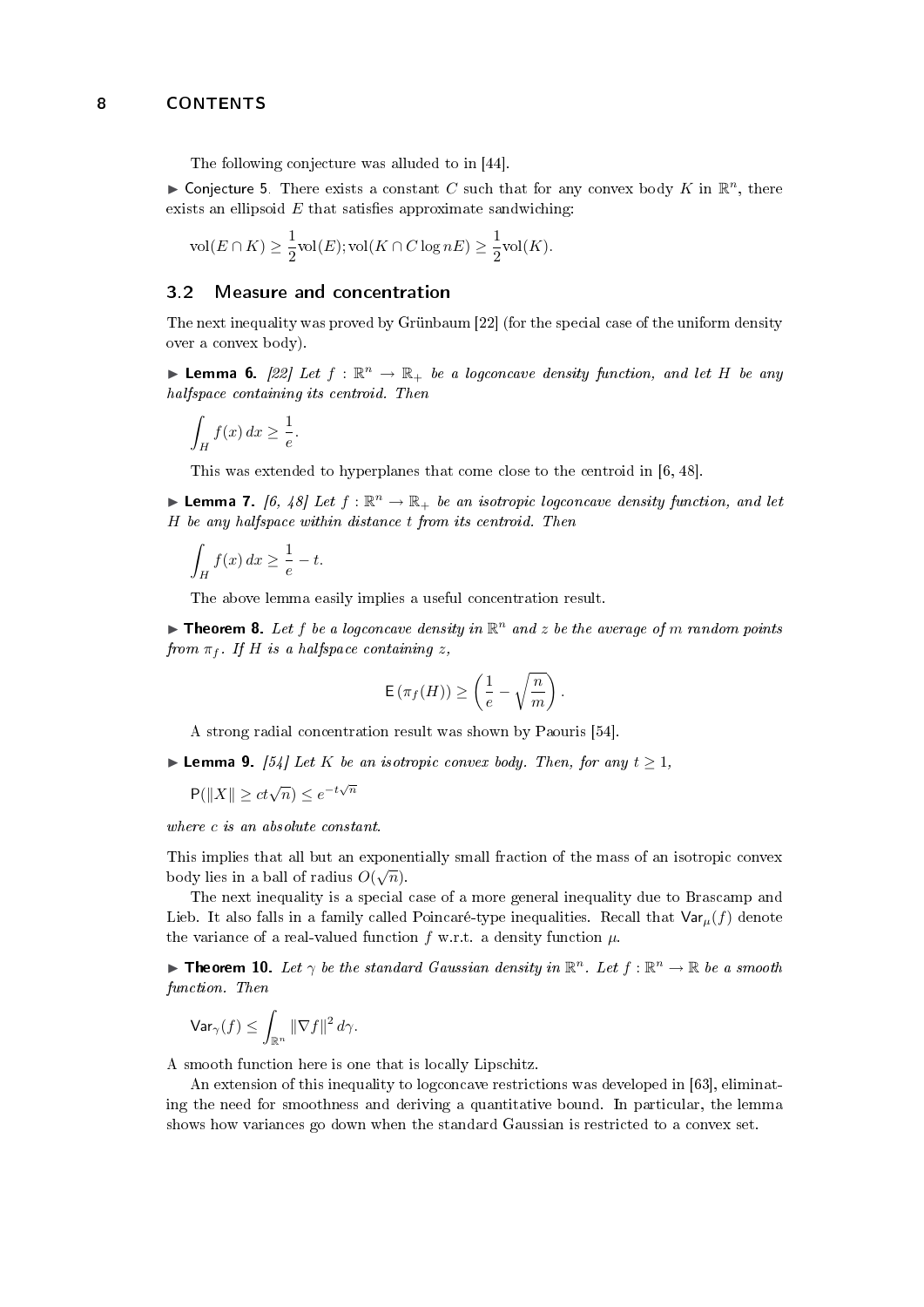The following conjecture was alluded to in [44].

▶ Conjecture 5. There exists a constant $C$ such that for any convex body $K$ in $\mathbb{R}^n$, there exists an ellipsoid $E$ that satisfies approximate sandwiching:

$$\text{vol}(E \cap K) \geq \frac{1}{2}\text{vol}(E); \text{vol}(K \cap C \log nE) \geq \frac{1}{2}\text{vol}(K).$$

## 3.2 Measure and concentration

The next inequality was proved by Grünbaum [22] (for the special case of the uniform density over a convex body).

▶ **Lemma 6.** *[22] Let $f : \mathbb{R}^n \to \mathbb{R}_+$ be a logconcave density function, and let $H$ be any halfspace containing its centroid. Then*

$$\int_H f(x)\, dx \geq \frac{1}{e}.$$

This was extended to hyperplanes that come close to the centroid in [6, 48].

▶ **Lemma 7.** *[6, 48] Let $f : \mathbb{R}^n \to \mathbb{R}_+$ be an isotropic logconcave density function, and let $H$ be any halfspace within distance $t$ from its centroid. Then*

$$\int_H f(x)\, dx \geq \frac{1}{e} - t.$$

The above lemma easily implies a useful concentration result.

▶ **Theorem 8.** *Let $f$ be a logconcave density in $\mathbb{R}^n$ and $z$ be the average of $m$ random points from $\pi_f$. If $H$ is a halfspace containing $z$,*

$$\mathsf{E}\left(\pi_f(H)\right) \geq \left(\frac{1}{e} - \sqrt{\frac{n}{m}}\right).$$

A strong radial concentration result was shown by Paouris [54].

▶ **Lemma 9.** *[54] Let $K$ be an isotropic convex body. Then, for any $t \geq 1$,*

$$\mathsf{P}(\|X\| \geq ct\sqrt{n}) \leq e^{-t\sqrt{n}}$$

*where $c$ is an absolute constant.*

This implies that all but an exponentially small fraction of the mass of an isotropic convex body lies in a ball of radius $O(\sqrt{n})$.

The next inequality is a special case of a more general inequality due to Brascamp and Lieb. It also falls in a family called Poincaré-type inequalities. Recall that $\mathsf{Var}_\mu(f)$ denote the variance of a real-valued function $f$ w.r.t. a density function $\mu$.

▶ **Theorem 10.** *Let $\gamma$ be the standard Gaussian density in $\mathbb{R}^n$. Let $f : \mathbb{R}^n \to \mathbb{R}$ be a smooth function. Then*

$$\mathsf{Var}_\gamma(f) \leq \int_{\mathbb{R}^n} \|\nabla f\|^2\, d\gamma.$$

A smooth function here is one that is locally Lipschitz.

An extension of this inequality to logconcave restrictions was developed in [63], eliminating the need for smoothness and deriving a quantitative bound. In particular, the lemma shows how variances go down when the standard Gaussian is restricted to a convex set.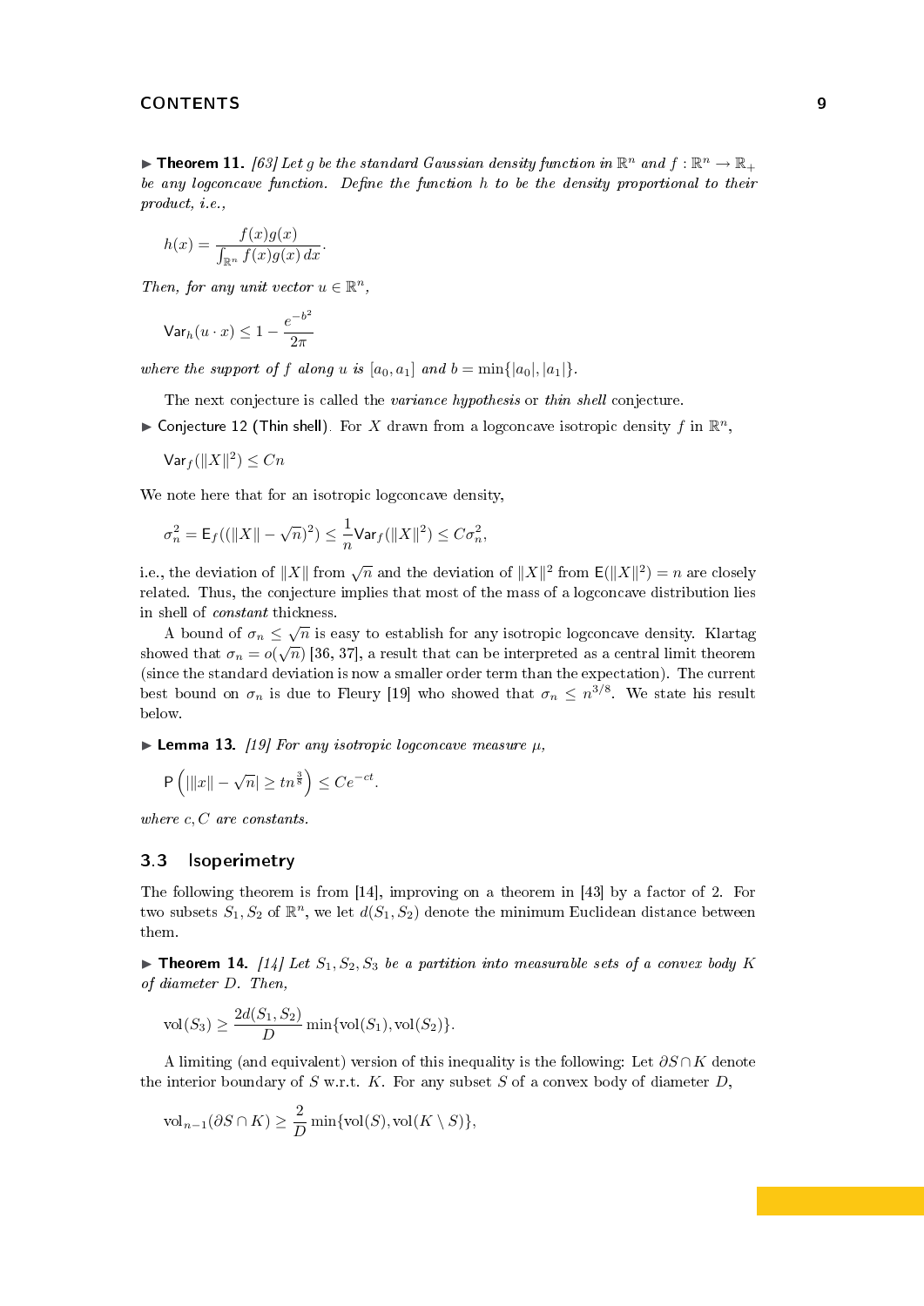▶ **Theorem 11.** *[63] Let $g$ be the standard Gaussian density function in $\mathbb{R}^n$ and $f : \mathbb{R}^n \to \mathbb{R}_+$ be any logconcave function. Define the function $h$ to be the density proportional to their product, i.e.,*

$$h(x) = \frac{f(x)g(x)}{\int_{\mathbb{R}^n} f(x)g(x)\,dx}.$$

*Then, for any unit vector $u \in \mathbb{R}^n$,*

$$\mathsf{Var}_h(u \cdot x) \le 1 - \frac{e^{-b^2}}{2\pi}$$

*where the support of $f$ along $u$ is $[a_0, a_1]$ and $b = \min\{|a_0|, |a_1|\}$.*

The next conjecture is called the *variance hypothesis* or *thin shell* conjecture.

▶ Conjecture 12 (Thin shell). For $X$ drawn from a logconcave isotropic density $f$ in $\mathbb{R}^n$,

$$\mathsf{Var}_f(\|X\|^2) \le Cn$$

We note here that for an isotropic logconcave density,

$$\sigma_n^2 = \mathsf{E}_f((\|X\| - \sqrt{n})^2) \le \frac{1}{n}\mathsf{Var}_f(\|X\|^2) \le C\sigma_n^2,$$

i.e., the deviation of $\|X\|$ from $\sqrt{n}$ and the deviation of $\|X\|^2$ from $\mathsf{E}(\|X\|^2) = n$ are closely related. Thus, the conjecture implies that most of the mass of a logconcave distribution lies in shell of *constant* thickness.

A bound of $\sigma_n \le \sqrt{n}$ is easy to establish for any isotropic logconcave density. Klartag showed that $\sigma_n = o(\sqrt{n})$ [36, 37], a result that can be interpreted as a central limit theorem (since the standard deviation is now a smaller order term than the expectation). The current best bound on $\sigma_n$ is due to Fleury [19] who showed that $\sigma_n \le n^{3/8}$. We state his result below.

▶ **Lemma 13.** *[19] For any isotropic logconcave measure $\mu$,*

$$\mathsf{P}\left(|\|x\| - \sqrt{n}| \ge tn^{\frac{3}{8}}\right) \le Ce^{-ct}.$$

*where $c, C$ are constants.*

### 3.3 Isoperimetry

The following theorem is from [14], improving on a theorem in [43] by a factor of 2. For two subsets $S_1, S_2$ of $\mathbb{R}^n$, we let $d(S_1, S_2)$ denote the minimum Euclidean distance between them.

▶ **Theorem 14.** *[14] Let $S_1, S_2, S_3$ be a partition into measurable sets of a convex body $K$ of diameter $D$. Then,*

$$\mathrm{vol}(S_3) \ge \frac{2d(S_1, S_2)}{D}\min\{\mathrm{vol}(S_1), \mathrm{vol}(S_2)\}.$$

A limiting (and equivalent) version of this inequality is the following: Let $\partial S \cap K$ denote the interior boundary of $S$ w.r.t. $K$. For any subset $S$ of a convex body of diameter $D$,

$$\mathrm{vol}_{n-1}(\partial S \cap K) \ge \frac{2}{D}\min\{\mathrm{vol}(S), \mathrm{vol}(K \setminus S)\},$$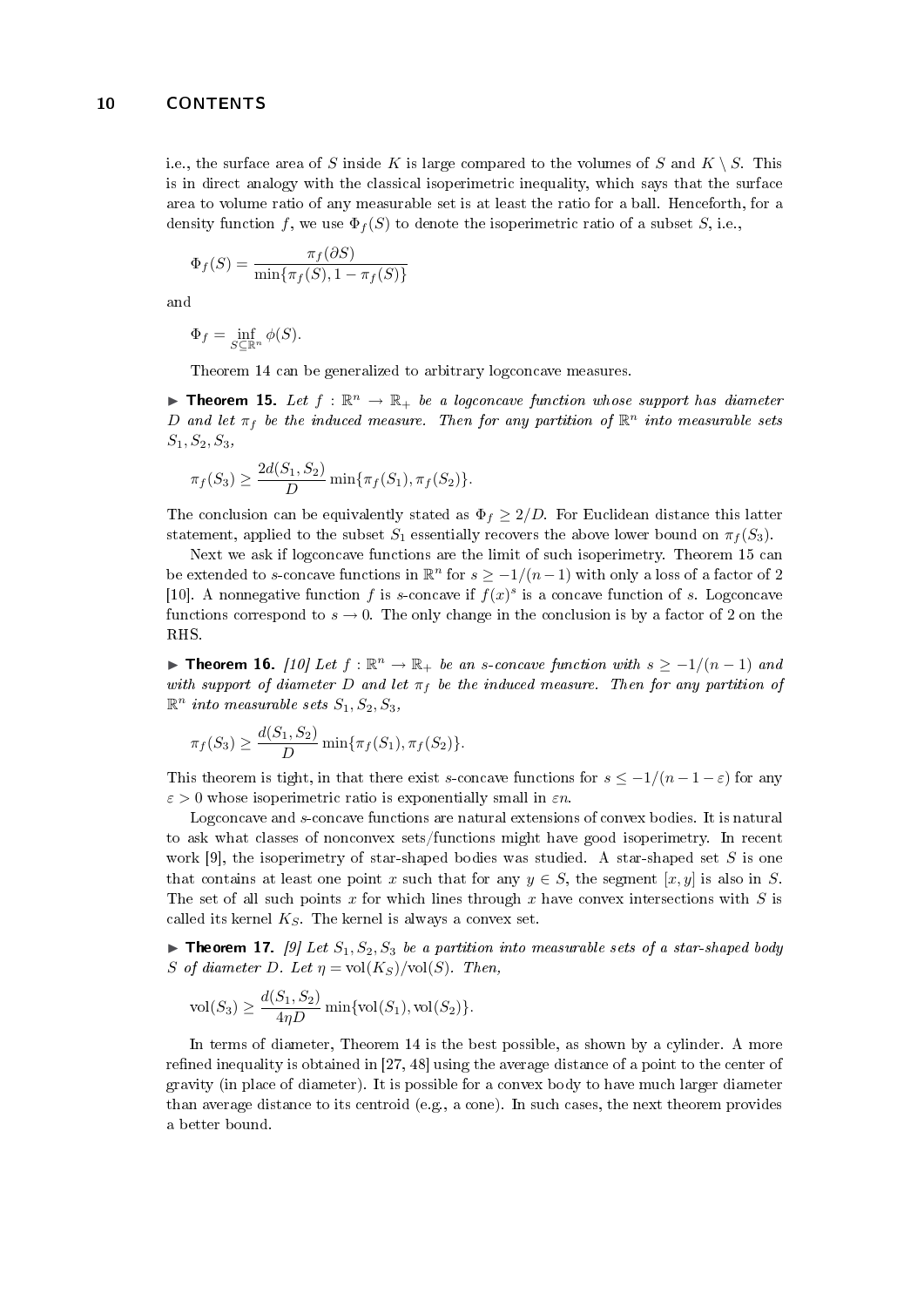i.e., the surface area of $S$ inside $K$ is large compared to the volumes of $S$ and $K \setminus S$. This is in direct analogy with the classical isoperimetric inequality, which says that the surface area to volume ratio of any measurable set is at least the ratio for a ball. Henceforth, for a density function $f$, we use $\Phi_f(S)$ to denote the isoperimetric ratio of a subset $S$, i.e.,

$$\Phi_f(S) = \frac{\pi_f(\partial S)}{\min\{\pi_f(S), 1 - \pi_f(S)\}}$$

and

$$\Phi_f = \inf_{S \subseteq \mathbb{R}^n} \phi(S).$$

Theorem 14 can be generalized to arbitrary logconcave measures.

► **Theorem 15.** *Let $f : \mathbb{R}^n \to \mathbb{R}_+$ be a logconcave function whose support has diameter $D$ and let $\pi_f$ be the induced measure. Then for any partition of $\mathbb{R}^n$ into measurable sets $S_1, S_2, S_3$,*

$$\pi_f(S_3) \geq \frac{2d(S_1, S_2)}{D} \min\{\pi_f(S_1), \pi_f(S_2)\}.$$

The conclusion can be equivalently stated as $\Phi_f \geq 2/D$. For Euclidean distance this latter statement, applied to the subset $S_1$ essentially recovers the above lower bound on $\pi_f(S_3)$.

Next we ask if logconcave functions are the limit of such isoperimetry. Theorem 15 can be extended to $s$-concave functions in $\mathbb{R}^n$ for $s \geq -1/(n-1)$ with only a loss of a factor of 2 [10]. A nonnegative function $f$ is $s$-concave if $f(x)^s$ is a concave function of $s$. Logconcave functions correspond to $s \to 0$. The only change in the conclusion is by a factor of 2 on the RHS.

► **Theorem 16.** *[10] Let $f : \mathbb{R}^n \to \mathbb{R}_+$ be an $s$-concave function with $s \geq -1/(n-1)$ and with support of diameter $D$ and let $\pi_f$ be the induced measure. Then for any partition of $\mathbb{R}^n$ into measurable sets $S_1, S_2, S_3$,*

$$\pi_f(S_3) \geq \frac{d(S_1, S_2)}{D} \min\{\pi_f(S_1), \pi_f(S_2)\}.$$

This theorem is tight, in that there exist $s$-concave functions for $s \leq -1/(n-1-\varepsilon)$ for any $\varepsilon > 0$ whose isoperimetric ratio is exponentially small in $\varepsilon n$.

Logconcave and $s$-concave functions are natural extensions of convex bodies. It is natural to ask what classes of nonconvex sets/functions might have good isoperimetry. In recent work [9], the isoperimetry of star-shaped bodies was studied. A star-shaped set $S$ is one that contains at least one point $x$ such that for any $y \in S$, the segment $[x, y]$ is also in $S$. The set of all such points $x$ for which lines through $x$ have convex intersections with $S$ is called its kernel $K_S$. The kernel is always a convex set.

► **Theorem 17.** *[9] Let $S_1, S_2, S_3$ be a partition into measurable sets of a star-shaped body $S$ of diameter $D$. Let $\eta = \mathrm{vol}(K_S)/\mathrm{vol}(S)$. Then,*

$$\mathrm{vol}(S_3) \geq \frac{d(S_1, S_2)}{4\eta D} \min\{\mathrm{vol}(S_1), \mathrm{vol}(S_2)\}.$$

In terms of diameter, Theorem 14 is the best possible, as shown by a cylinder. A more refined inequality is obtained in [27, 48] using the average distance of a point to the center of gravity (in place of diameter). It is possible for a convex body to have much larger diameter than average distance to its centroid (e.g., a cone). In such cases, the next theorem provides a better bound.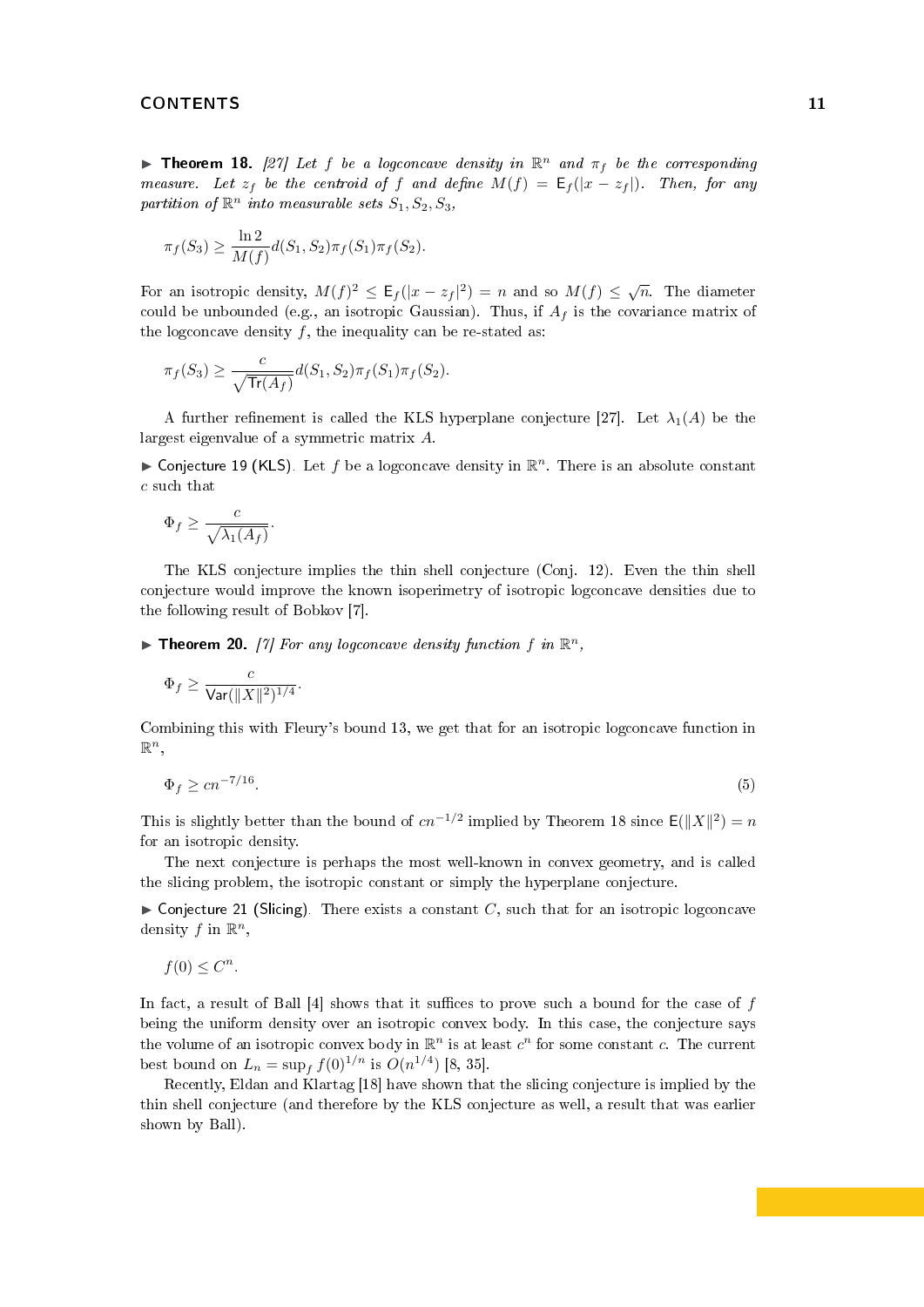▶ **Theorem 18.** *[27] Let $f$ be a logconcave density in $\mathbb{R}^n$ and $\pi_f$ be the corresponding measure. Let $z_f$ be the centroid of $f$ and define $M(f) = \mathsf{E}_f(|x - z_f|)$. Then, for any partition of $\mathbb{R}^n$ into measurable sets $S_1, S_2, S_3$,*

$$\pi_f(S_3) \geq \frac{\ln 2}{M(f)} d(S_1, S_2) \pi_f(S_1) \pi_f(S_2).$$

For an isotropic density, $M(f)^2 \leq \mathsf{E}_f(|x - z_f|^2) = n$ and so $M(f) \leq \sqrt{n}$. The diameter could be unbounded (e.g., an isotropic Gaussian). Thus, if $A_f$ is the covariance matrix of the logconcave density $f$, the inequality can be re-stated as:

$$\pi_f(S_3) \geq \frac{c}{\sqrt{\mathsf{Tr}(A_f)}} d(S_1, S_2) \pi_f(S_1) \pi_f(S_2).$$

A further refinement is called the KLS hyperplane conjecture [27]. Let $\lambda_1(A)$ be the largest eigenvalue of a symmetric matrix $A$.

▶ Conjecture 19 (KLS). Let $f$ be a logconcave density in $\mathbb{R}^n$. There is an absolute constant $c$ such that

$$\Phi_f \geq \frac{c}{\sqrt{\lambda_1(A_f)}}.$$

The KLS conjecture implies the thin shell conjecture (Conj. 12). Even the thin shell conjecture would improve the known isoperimetry of isotropic logconcave densities due to the following result of Bobkov [7].

▶ **Theorem 20.** *[7] For any logconcave density function $f$ in $\mathbb{R}^n$,*

$$\Phi_f \geq \frac{c}{\mathsf{Var}(\|X\|^2)^{1/4}}.$$

Combining this with Fleury's bound 13, we get that for an isotropic logconcave function in $\mathbb{R}^n$,

$$\Phi_f \geq cn^{-7/16}. \tag{5}$$

This is slightly better than the bound of $cn^{-1/2}$ implied by Theorem 18 since $\mathsf{E}(\|X\|^2) = n$ for an isotropic density.

The next conjecture is perhaps the most well-known in convex geometry, and is called the slicing problem, the isotropic constant or simply the hyperplane conjecture.

▶ Conjecture 21 (Slicing). There exists a constant $C$, such that for an isotropic logconcave density $f$ in $\mathbb{R}^n$,

$$f(0) \leq C^n.$$

In fact, a result of Ball [4] shows that it suffices to prove such a bound for the case of $f$ being the uniform density over an isotropic convex body. In this case, the conjecture says the volume of an isotropic convex body in $\mathbb{R}^n$ is at least $c^n$ for some constant $c$. The current best bound on $L_n = \sup_f f(0)^{1/n}$ is $O(n^{1/4})$ [8, 35].

Recently, Eldan and Klartag [18] have shown that the slicing conjecture is implied by the thin shell conjecture (and therefore by the KLS conjecture as well, a result that was earlier shown by Ball).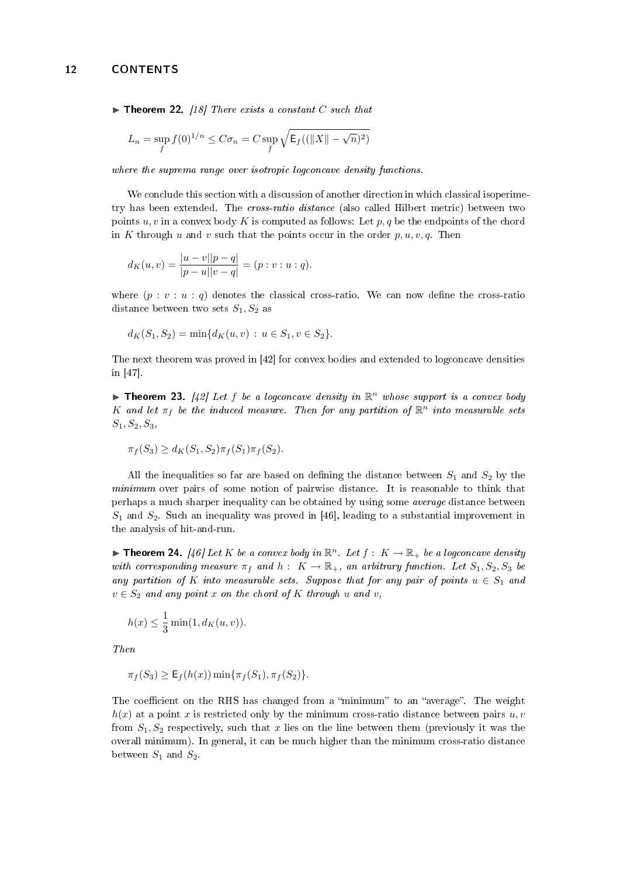▶ **Theorem 22.** *[18] There exists a constant $C$ such that*

$$L_n = \sup_f f(0)^{1/n} \le C\sigma_n = C \sup_f \sqrt{\mathsf{E}_f((\|X\| - \sqrt{n})^2)}$$

*where the suprema range over isotropic logconcave density functions.*

We conclude this section with a discussion of another direction in which classical isoperimetry has been extended. The *cross-ratio distance* (also called Hilbert metric) between two points $u, v$ in a convex body $K$ is computed as follows: Let $p, q$ be the endpoints of the chord in $K$ through $u$ and $v$ such that the points occur in the order $p, u, v, q$. Then

$$d_K(u,v) = \frac{|u-v||p-q|}{|p-u||v-q|} = (p : v : u : q).$$

where $(p : v : u : q)$ denotes the classical cross-ratio. We can now define the cross-ratio distance between two sets $S_1, S_2$ as

$$d_K(S_1, S_2) = \min\{d_K(u,v) \,:\, u \in S_1, v \in S_2\}.$$

The next theorem was proved in [42] for convex bodies and extended to logconcave densities in [47].

▶ **Theorem 23.** *[42] Let $f$ be a logconcave density in $\mathbb{R}^n$ whose support is a convex body $K$ and let $\pi_f$ be the induced measure. Then for any partition of $\mathbb{R}^n$ into measurable sets $S_1, S_2, S_3$,*

$$\pi_f(S_3) \ge d_K(S_1, S_2)\pi_f(S_1)\pi_f(S_2).$$

All the inequalities so far are based on defining the distance between $S_1$ and $S_2$ by the *minimum* over pairs of some notion of pairwise distance. It is reasonable to think that perhaps a much sharper inequality can be obtained by using some *average* distance between $S_1$ and $S_2$. Such an inequality was proved in [46], leading to a substantial improvement in the analysis of hit-and-run.

▶ **Theorem 24.** *[46] Let $K$ be a convex body in $\mathbb{R}^n$. Let $f : K \to \mathbb{R}_+$ be a logconcave density with corresponding measure $\pi_f$ and $h : K \to \mathbb{R}_+$, an arbitrary function. Let $S_1, S_2, S_3$ be any partition of $K$ into measurable sets. Suppose that for any pair of points $u \in S_1$ and $v \in S_2$ and any point $x$ on the chord of $K$ through $u$ and $v$,*

$$h(x) \le \frac{1}{3}\min(1, d_K(u,v)).$$

*Then*

$$\pi_f(S_3) \ge \mathsf{E}_f(h(x))\min\{\pi_f(S_1), \pi_f(S_2)\}.$$

The coefficient on the RHS has changed from a "minimum" to an "average". The weight $h(x)$ at a point $x$ is restricted only by the minimum cross-ratio distance between pairs $u, v$ from $S_1, S_2$ respectively, such that $x$ lies on the line between them (previously it was the overall minimum). In general, it can be much higher than the minimum cross-ratio distance between $S_1$ and $S_2$.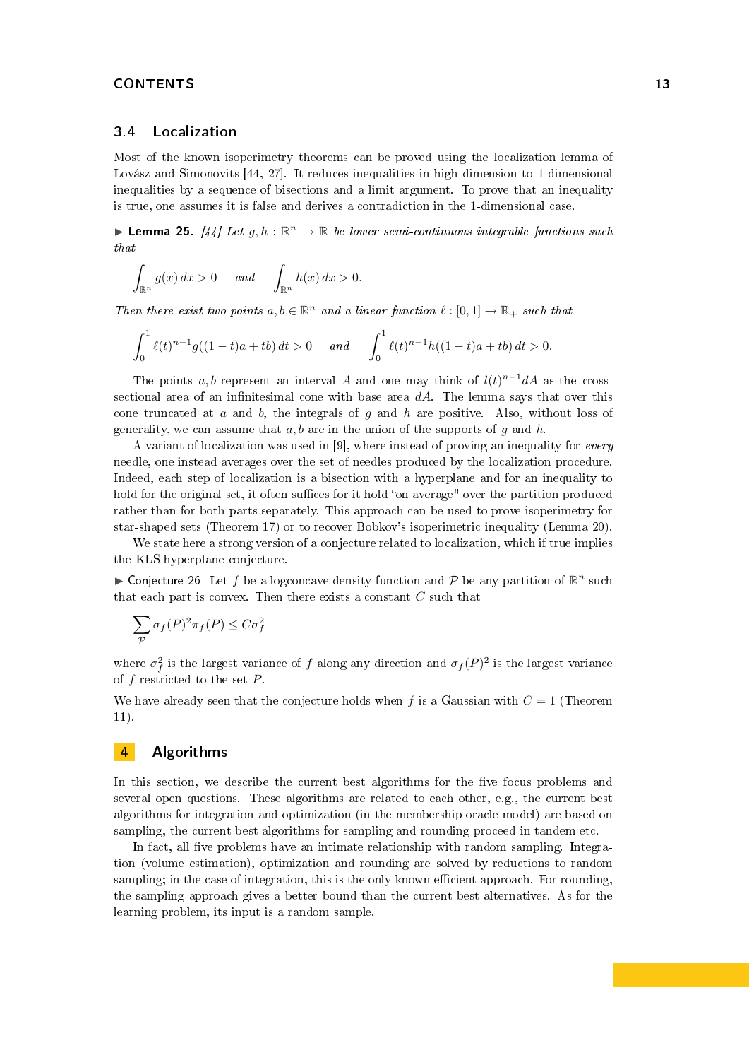## 3.4 Localization

Most of the known isoperimetry theorems can be proved using the localization lemma of Lovász and Simonovits [44, 27]. It reduces inequalities in high dimension to 1-dimensional inequalities by a sequence of bisections and a limit argument. To prove that an inequality is true, one assumes it is false and derives a contradiction in the 1-dimensional case.

▶ **Lemma 25.** *[44] Let $g, h : \mathbb{R}^n \to \mathbb{R}$ be lower semi-continuous integrable functions such that*

$$\int_{\mathbb{R}^n} g(x)\,dx > 0 \quad \text{and} \quad \int_{\mathbb{R}^n} h(x)\,dx > 0.$$

*Then there exist two points $a, b \in \mathbb{R}^n$ and a linear function $\ell : [0,1] \to \mathbb{R}_+$ such that*

$$\int_0^1 \ell(t)^{n-1} g((1-t)a + tb)\,dt > 0 \quad \text{and} \quad \int_0^1 \ell(t)^{n-1} h((1-t)a + tb)\,dt > 0.$$

The points $a, b$ represent an interval $A$ and one may think of $l(t)^{n-1}dA$ as the cross-sectional area of an infinitesimal cone with base area $dA$. The lemma says that over this cone truncated at $a$ and $b$, the integrals of $g$ and $h$ are positive. Also, without loss of generality, we can assume that $a, b$ are in the union of the supports of $g$ and $h$.

A variant of localization was used in [9], where instead of proving an inequality for *every* needle, one instead averages over the set of needles produced by the localization procedure. Indeed, each step of localization is a bisection with a hyperplane and for an inequality to hold for the original set, it often suffices for it hold "on average" over the partition produced rather than for both parts separately. This approach can be used to prove isoperimetry for star-shaped sets (Theorem 17) or to recover Bobkov's isoperimetric inequality (Lemma 20).

We state here a strong version of a conjecture related to localization, which if true implies the KLS hyperplane conjecture.

▶ Conjecture 26. Let $f$ be a logconcave density function and $\mathcal{P}$ be any partition of $\mathbb{R}^n$ such that each part is convex. Then there exists a constant $C$ such that

$$\sum_{\mathcal{P}} \sigma_f(P)^2 \pi_f(P) \le C\sigma_f^2$$

where $\sigma_f^2$ is the largest variance of $f$ along any direction and $\sigma_f(P)^2$ is the largest variance of $f$ restricted to the set $P$.

We have already seen that the conjecture holds when $f$ is a Gaussian with $C = 1$ (Theorem 11).

# 4 Algorithms

In this section, we describe the current best algorithms for the five focus problems and several open questions. These algorithms are related to each other, e.g., the current best algorithms for integration and optimization (in the membership oracle model) are based on sampling, the current best algorithms for sampling and rounding proceed in tandem etc.

In fact, all five problems have an intimate relationship with random sampling. Integration (volume estimation), optimization and rounding are solved by reductions to random sampling; in the case of integration, this is the only known efficient approach. For rounding, the sampling approach gives a better bound than the current best alternatives. As for the learning problem, its input is a random sample.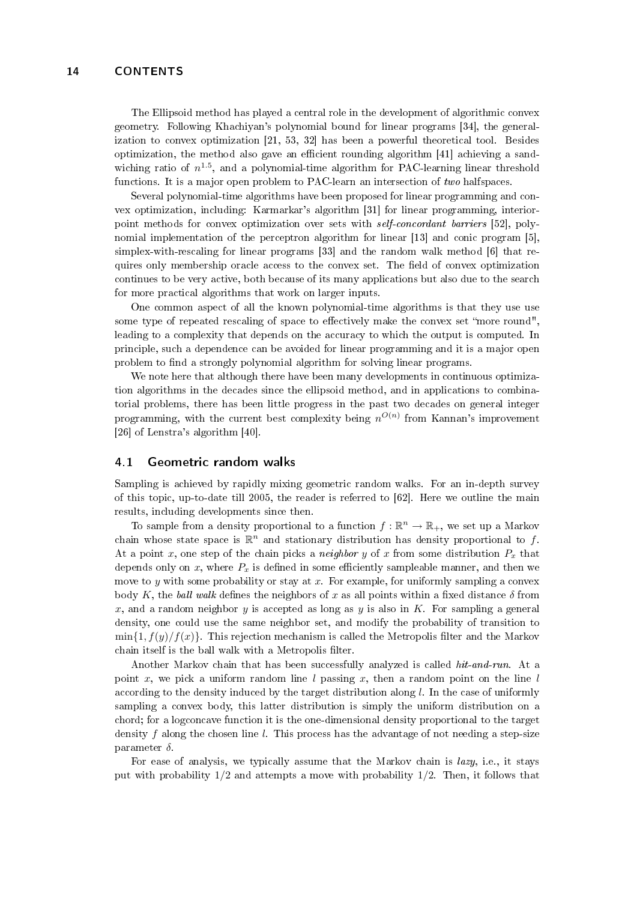The Ellipsoid method has played a central role in the development of algorithmic convex geometry. Following Khachiyan's polynomial bound for linear programs [34], the generalization to convex optimization [21, 53, 32] has been a powerful theoretical tool. Besides optimization, the method also gave an efficient rounding algorithm [41] achieving a sandwiching ratio of $n^{1.5}$, and a polynomial-time algorithm for PAC-learning linear threshold functions. It is a major open problem to PAC-learn an intersection of *two* halfspaces.

Several polynomial-time algorithms have been proposed for linear programming and convex optimization, including: Karmarkar's algorithm [31] for linear programming, interior-point methods for convex optimization over sets with *self-concordant barriers* [52], polynomial implementation of the perceptron algorithm for linear [13] and conic program [5], simplex-with-rescaling for linear programs [33] and the random walk method [6] that requires only membership oracle access to the convex set. The field of convex optimization continues to be very active, both because of its many applications but also due to the search for more practical algorithms that work on larger inputs.

One common aspect of all the known polynomial-time algorithms is that they use use some type of repeated rescaling of space to effectively make the convex set "more round", leading to a complexity that depends on the accuracy to which the output is computed. In principle, such a dependence can be avoided for linear programming and it is a major open problem to find a strongly polynomial algorithm for solving linear programs.

We note here that although there have been many developments in continuous optimization algorithms in the decades since the ellipsoid method, and in applications to combinatorial problems, there has been little progress in the past two decades on general integer programming, with the current best complexity being $n^{O(n)}$ from Kannan's improvement [26] of Lenstra's algorithm [40].

## 4.1 Geometric random walks

Sampling is achieved by rapidly mixing geometric random walks. For an in-depth survey of this topic, up-to-date till 2005, the reader is referred to [62]. Here we outline the main results, including developments since then.

To sample from a density proportional to a function $f : \mathbb{R}^n \to \mathbb{R}_+$, we set up a Markov chain whose state space is $\mathbb{R}^n$ and stationary distribution has density proportional to $f$. At a point $x$, one step of the chain picks a *neighbor* $y$ of $x$ from some distribution $P_x$ that depends only on $x$, where $P_x$ is defined in some efficiently sampleable manner, and then we move to $y$ with some probability or stay at $x$. For example, for uniformly sampling a convex body $K$, the *ball walk* defines the neighbors of $x$ as all points within a fixed distance $\delta$ from $x$, and a random neighbor $y$ is accepted as long as $y$ is also in $K$. For sampling a general density, one could use the same neighbor set, and modify the probability of transition to $\min\{1, f(y)/f(x)\}$. This rejection mechanism is called the Metropolis filter and the Markov chain itself is the ball walk with a Metropolis filter.

Another Markov chain that has been successfully analyzed is called *hit-and-run*. At a point $x$, we pick a uniform random line $l$ passing $x$, then a random point on the line $l$ according to the density induced by the target distribution along $l$. In the case of uniformly sampling a convex body, this latter distribution is simply the uniform distribution on a chord; for a logconcave function it is the one-dimensional density proportional to the target density $f$ along the chosen line $l$. This process has the advantage of not needing a step-size parameter $\delta$.

For ease of analysis, we typically assume that the Markov chain is *lazy*, i.e., it stays put with probability $1/2$ and attempts a move with probability $1/2$. Then, it follows that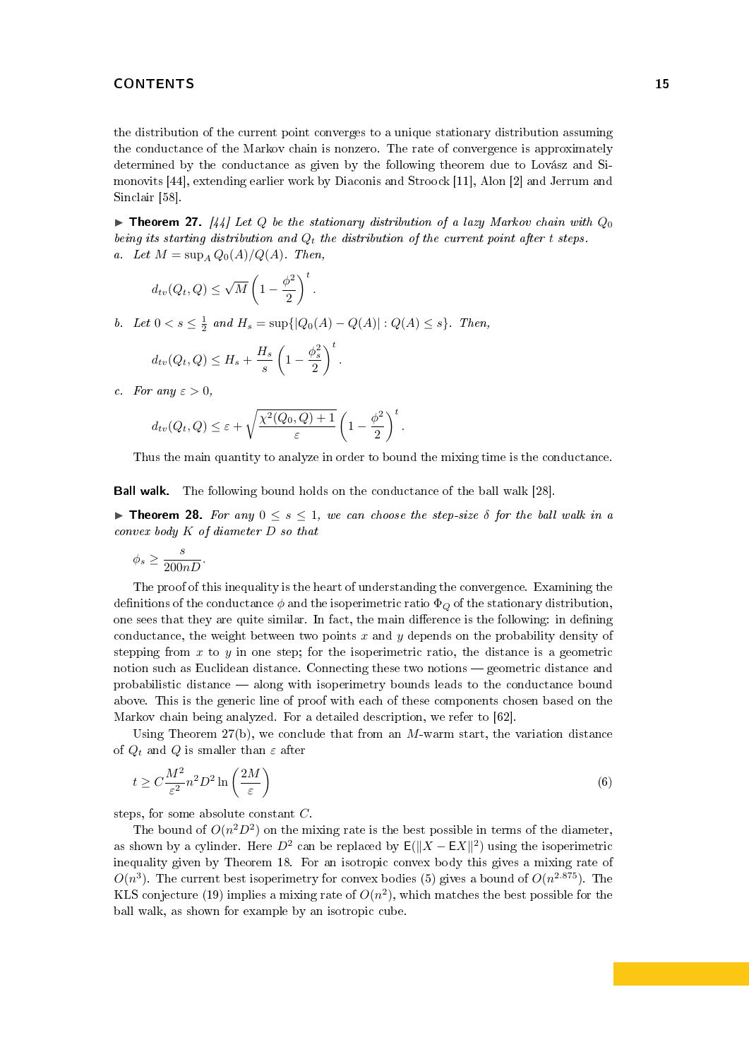the distribution of the current point converges to a unique stationary distribution assuming the conductance of the Markov chain is nonzero. The rate of convergence is approximately determined by the conductance as given by the following theorem due to Lovász and Simonovits [44], extending earlier work by Diaconis and Stroock [11], Alon [2] and Jerrum and Sinclair [58].

▶ **Theorem 27.** *[44] Let $Q$ be the stationary distribution of a lazy Markov chain with $Q_0$ being its starting distribution and $Q_t$ the distribution of the current point after $t$ steps.*

*a. Let $M = \sup_A Q_0(A)/Q(A)$. Then,*

$$d_{tv}(Q_t, Q) \leq \sqrt{M}\left(1 - \frac{\phi^2}{2}\right)^t.$$

*b. Let $0 < s \leq \frac{1}{2}$ and $H_s = \sup\{|Q_0(A) - Q(A)| : Q(A) \leq s\}$. Then,*

$$d_{tv}(Q_t, Q) \leq H_s + \frac{H_s}{s}\left(1 - \frac{\phi_s^2}{2}\right)^t.$$

*c. For any $\varepsilon > 0$,*

$$d_{tv}(Q_t, Q) \leq \varepsilon + \sqrt{\frac{\chi^2(Q_0, Q) + 1}{\varepsilon}}\left(1 - \frac{\phi^2}{2}\right)^t.$$

Thus the main quantity to analyze in order to bound the mixing time is the conductance.

**Ball walk.** The following bound holds on the conductance of the ball walk [28].

▶ **Theorem 28.** *For any $0 \leq s \leq 1$, we can choose the step-size $\delta$ for the ball walk in a convex body $K$ of diameter $D$ so that*

$$\phi_s \geq \frac{s}{200nD}.$$

The proof of this inequality is the heart of understanding the convergence. Examining the definitions of the conductance $\phi$ and the isoperimetric ratio $\Phi_Q$ of the stationary distribution, one sees that they are quite similar. In fact, the main difference is the following: in defining conductance, the weight between two points $x$ and $y$ depends on the probability density of stepping from $x$ to $y$ in one step; for the isoperimetric ratio, the distance is a geometric notion such as Euclidean distance. Connecting these two notions — geometric distance and probabilistic distance — along with isoperimetry bounds leads to the conductance bound above. This is the generic line of proof with each of these components chosen based on the Markov chain being analyzed. For a detailed description, we refer to [62].

Using Theorem 27(b), we conclude that from an $M$-warm start, the variation distance of $Q_t$ and $Q$ is smaller than $\varepsilon$ after

$$t \geq C\frac{M^2}{\varepsilon^2}n^2D^2\ln\left(\frac{2M}{\varepsilon}\right) \tag{6}$$

steps, for some absolute constant $C$.

The bound of $O(n^2D^2)$ on the mixing rate is the best possible in terms of the diameter, as shown by a cylinder. Here $D^2$ can be replaced by $\mathsf{E}(\|X - \mathsf{E}X\|^2)$ using the isoperimetric inequality given by Theorem 18. For an isotropic convex body this gives a mixing rate of $O(n^3)$. The current best isoperimetry for convex bodies (5) gives a bound of $O(n^{2.875})$. The KLS conjecture (19) implies a mixing rate of $O(n^2)$, which matches the best possible for the ball walk, as shown for example by an isotropic cube.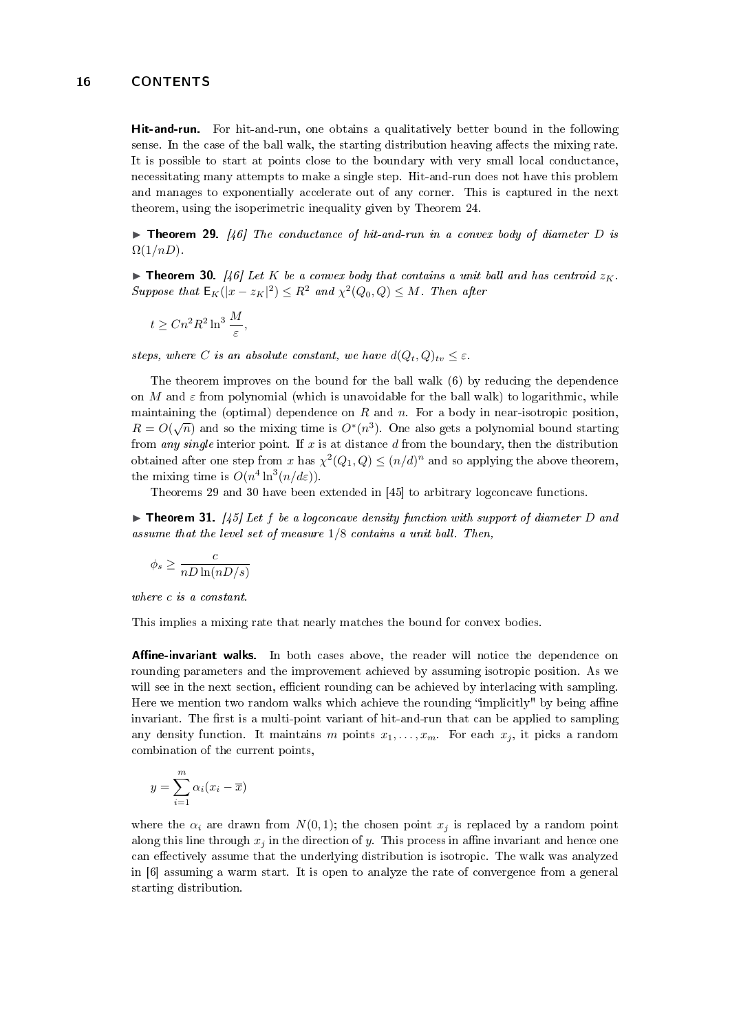**Hit-and-run.** For hit-and-run, one obtains a qualitatively better bound in the following sense. In the case of the ball walk, the starting distribution heaving affects the mixing rate. It is possible to start at points close to the boundary with very small local conductance, necessitating many attempts to make a single step. Hit-and-run does not have this problem and manages to exponentially accelerate out of any corner. This is captured in the next theorem, using the isoperimetric inequality given by Theorem 24.

▶ **Theorem 29.** *[46] The conductance of hit-and-run in a convex body of diameter $D$ is $\Omega(1/nD)$.*

▶ **Theorem 30.** *[46] Let $K$ be a convex body that contains a unit ball and has centroid $z_K$. Suppose that $\mathsf{E}_K(|x - z_K|^2) \le R^2$ and $\chi^2(Q_0, Q) \le M$. Then after*

$$t \ge Cn^2R^2 \ln^3 \frac{M}{\varepsilon},$$

*steps, where $C$ is an absolute constant, we have $d(Q_t, Q)_{tv} \le \varepsilon$.*

The theorem improves on the bound for the ball walk (6) by reducing the dependence on $M$ and $\varepsilon$ from polynomial (which is unavoidable for the ball walk) to logarithmic, while maintaining the (optimal) dependence on $R$ and $n$. For a body in near-isotropic position, $R = O(\sqrt{n})$ and so the mixing time is $O^*(n^3)$. One also gets a polynomial bound starting from *any single* interior point. If $x$ is at distance $d$ from the boundary, then the distribution obtained after one step from $x$ has $\chi^2(Q_1, Q) \le (n/d)^n$ and so applying the above theorem, the mixing time is $O(n^4 \ln^3(n/d\varepsilon))$.

Theorems 29 and 30 have been extended in [45] to arbitrary logconcave functions.

▶ **Theorem 31.** *[45] Let $f$ be a logconcave density function with support of diameter $D$ and assume that the level set of measure $1/8$ contains a unit ball. Then,*

$$\phi_s \ge \frac{c}{nD\ln(nD/s)}$$

*where $c$ is a constant.*

This implies a mixing rate that nearly matches the bound for convex bodies.

**Affine-invariant walks.** In both cases above, the reader will notice the dependence on rounding parameters and the improvement achieved by assuming isotropic position. As we will see in the next section, efficient rounding can be achieved by interlacing with sampling. Here we mention two random walks which achieve the rounding "implicitly" by being affine invariant. The first is a multi-point variant of hit-and-run that can be applied to sampling any density function. It maintains $m$ points $x_1, \ldots, x_m$. For each $x_j$, it picks a random combination of the current points,

$$y = \sum_{i=1}^{m} \alpha_i (x_i - \overline{x})$$

where the $\alpha_i$ are drawn from $N(0, 1)$; the chosen point $x_j$ is replaced by a random point along this line through $x_j$ in the direction of $y$. This process in affine invariant and hence one can effectively assume that the underlying distribution is isotropic. The walk was analyzed in [6] assuming a warm start. It is open to analyze the rate of convergence from a general starting distribution.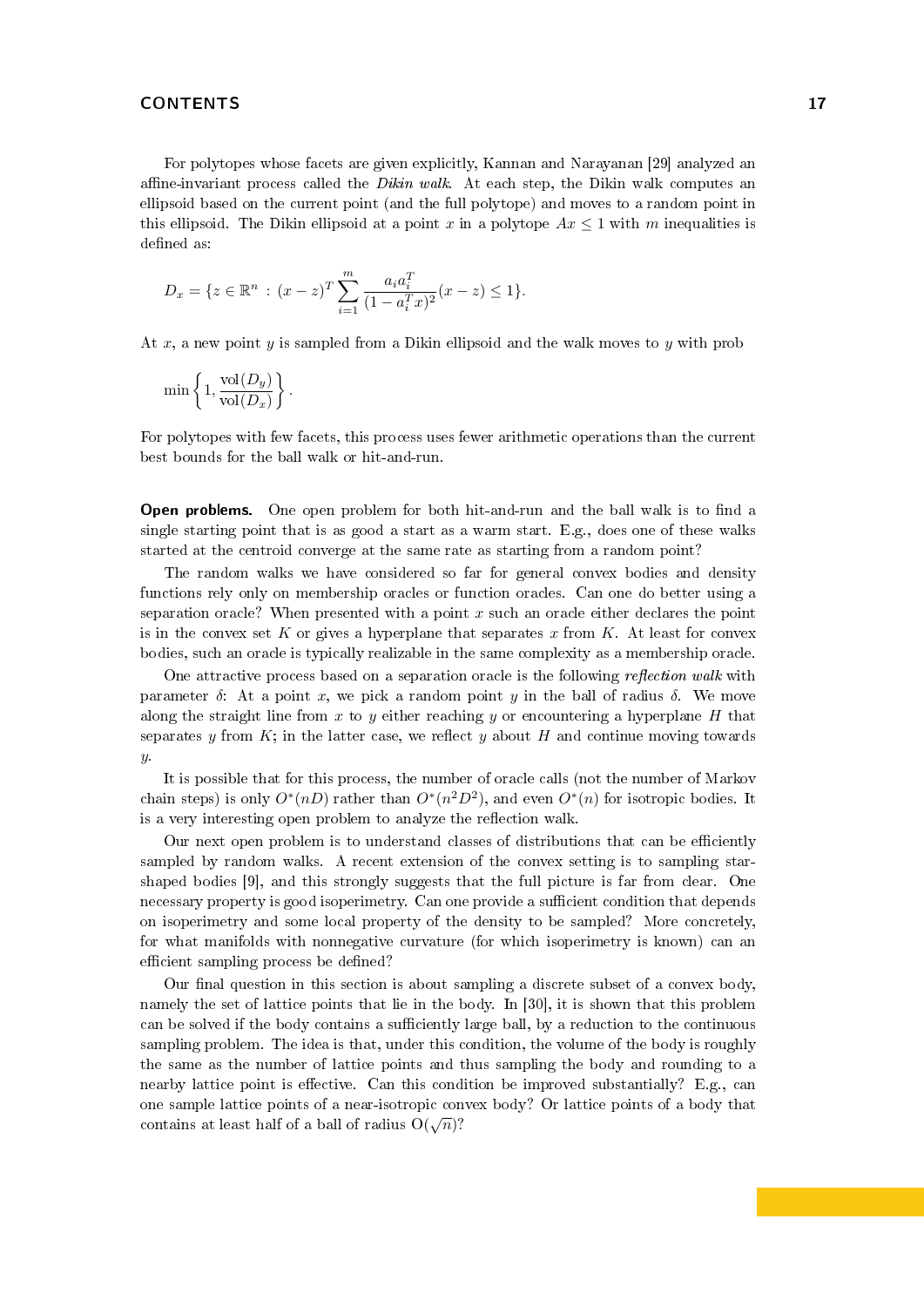For polytopes whose facets are given explicitly, Kannan and Narayanan [29] analyzed an affine-invariant process called the *Dikin walk*. At each step, the Dikin walk computes an ellipsoid based on the current point (and the full polytope) and moves to a random point in this ellipsoid. The Dikin ellipsoid at a point $x$ in a polytope $Ax \leq 1$ with $m$ inequalities is defined as:

$$D_x = \{z \in \mathbb{R}^n \,:\, (x-z)^T \sum_{i=1}^{m} \frac{a_i a_i^T}{(1-a_i^T x)^2}(x-z) \leq 1\}.$$

At $x$, a new point $y$ is sampled from a Dikin ellipsoid and the walk moves to $y$ with prob

$$\min\left\{1, \frac{\mathrm{vol}(D_y)}{\mathrm{vol}(D_x)}\right\}.$$

For polytopes with few facets, this process uses fewer arithmetic operations than the current best bounds for the ball walk or hit-and-run.

**Open problems.** One open problem for both hit-and-run and the ball walk is to find a single starting point that is as good a start as a warm start. E.g., does one of these walks started at the centroid converge at the same rate as starting from a random point?

The random walks we have considered so far for general convex bodies and density functions rely only on membership oracles or function oracles. Can one do better using a separation oracle? When presented with a point $x$ such an oracle either declares the point is in the convex set $K$ or gives a hyperplane that separates $x$ from $K$. At least for convex bodies, such an oracle is typically realizable in the same complexity as a membership oracle.

One attractive process based on a separation oracle is the following *reflection walk* with parameter $\delta$: At a point $x$, we pick a random point $y$ in the ball of radius $\delta$. We move along the straight line from $x$ to $y$ either reaching $y$ or encountering a hyperplane $H$ that separates $y$ from $K$; in the latter case, we reflect $y$ about $H$ and continue moving towards $y$.

It is possible that for this process, the number of oracle calls (not the number of Markov chain steps) is only $O^*(nD)$ rather than $O^*(n^2D^2)$, and even $O^*(n)$ for isotropic bodies. It is a very interesting open problem to analyze the reflection walk.

Our next open problem is to understand classes of distributions that can be efficiently sampled by random walks. A recent extension of the convex setting is to sampling star-shaped bodies [9], and this strongly suggests that the full picture is far from clear. One necessary property is good isoperimetry. Can one provide a sufficient condition that depends on isoperimetry and some local property of the density to be sampled? More concretely, for what manifolds with nonnegative curvature (for which isoperimetry is known) can an efficient sampling process be defined?

Our final question in this section is about sampling a discrete subset of a convex body, namely the set of lattice points that lie in the body. In [30], it is shown that this problem can be solved if the body contains a sufficiently large ball, by a reduction to the continuous sampling problem. The idea is that, under this condition, the volume of the body is roughly the same as the number of lattice points and thus sampling the body and rounding to a nearby lattice point is effective. Can this condition be improved substantially? E.g., can one sample lattice points of a near-isotropic convex body? Or lattice points of a body that contains at least half of a ball of radius $O(\sqrt{n})$?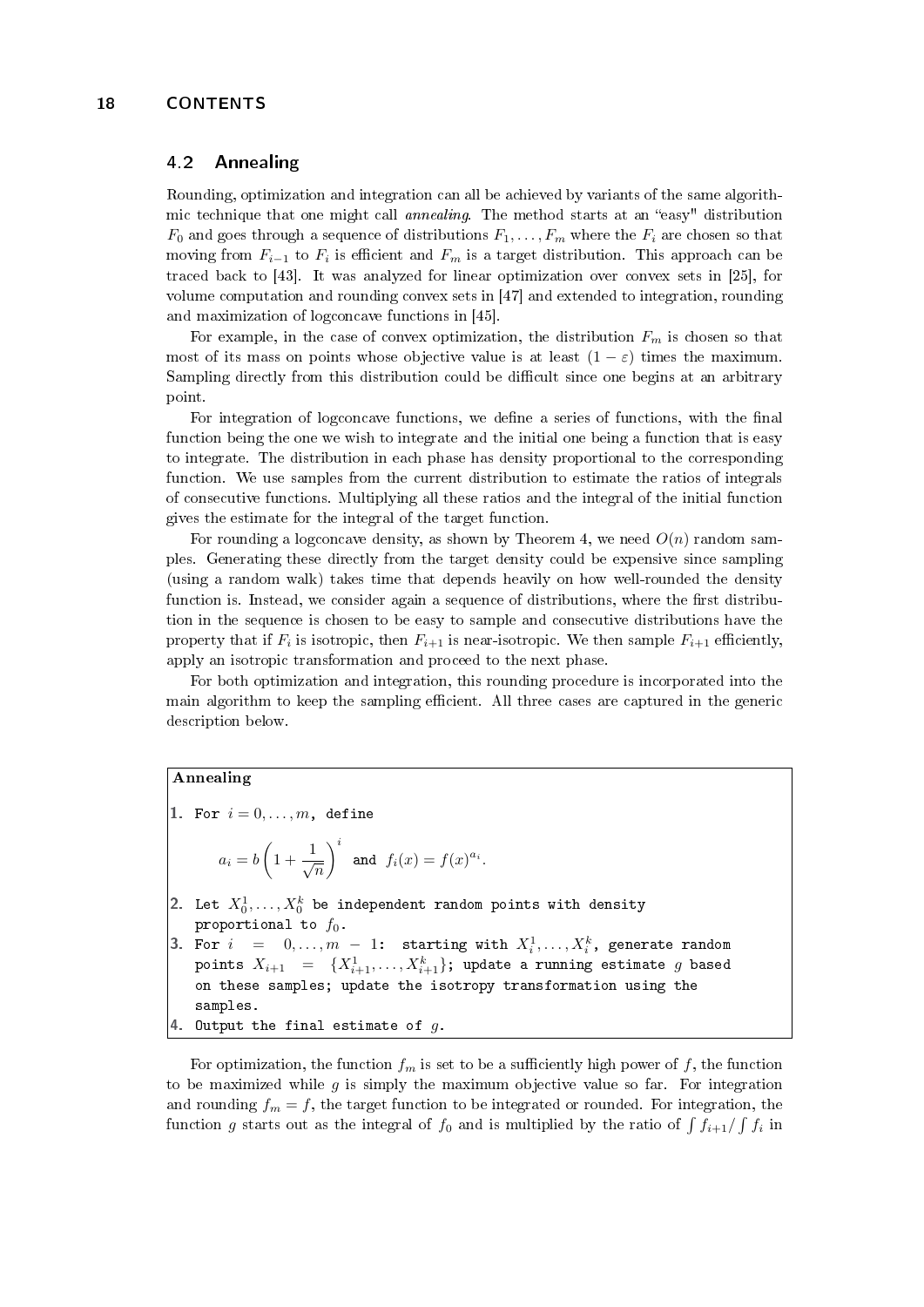## 4.2 Annealing

Rounding, optimization and integration can all be achieved by variants of the same algorithmic technique that one might call *annealing*. The method starts at an "easy" distribution $F_0$ and goes through a sequence of distributions $F_1, \ldots, F_m$ where the $F_i$ are chosen so that moving from $F_{i-1}$ to $F_i$ is efficient and $F_m$ is a target distribution. This approach can be traced back to [43]. It was analyzed for linear optimization over convex sets in [25], for volume computation and rounding convex sets in [47] and extended to integration, rounding and maximization of logconcave functions in [45].

For example, in the case of convex optimization, the distribution $F_m$ is chosen so that most of its mass on points whose objective value is at least $(1 - \varepsilon)$ times the maximum. Sampling directly from this distribution could be difficult since one begins at an arbitrary point.

For integration of logconcave functions, we define a series of functions, with the final function being the one we wish to integrate and the initial one being a function that is easy to integrate. The distribution in each phase has density proportional to the corresponding function. We use samples from the current distribution to estimate the ratios of integrals of consecutive functions. Multiplying all these ratios and the integral of the initial function gives the estimate for the integral of the target function.

For rounding a logconcave density, as shown by Theorem 4, we need $O(n)$ random samples. Generating these directly from the target density could be expensive since sampling (using a random walk) takes time that depends heavily on how well-rounded the density function is. Instead, we consider again a sequence of distributions, where the first distribution in the sequence is chosen to be easy to sample and consecutive distributions have the property that if $F_i$ is isotropic, then $F_{i+1}$ is near-isotropic. We then sample $F_{i+1}$ efficiently, apply an isotropic transformation and proceed to the next phase.

For both optimization and integration, this rounding procedure is incorporated into the main algorithm to keep the sampling efficient. All three cases are captured in the generic description below.

**Annealing**

1. For $i = 0, \ldots, m$, define

$$a_i = b\left(1 + \frac{1}{\sqrt{n}}\right)^i \quad \text{and} \quad f_i(x) = f(x)^{a_i}.$$

2. Let $X_0^1, \ldots, X_0^k$ be independent random points with density proportional to $f_0$.
3. For $i = 0, \ldots, m-1$: starting with $X_i^1, \ldots, X_i^k$, generate random points $X_{i+1} = \{X_{i+1}^1, \ldots, X_{i+1}^k\}$; update a running estimate $g$ based on these samples; update the isotropy transformation using the samples.
4. Output the final estimate of $g$.

For optimization, the function $f_m$ is set to be a sufficiently high power of $f$, the function to be maximized while $g$ is simply the maximum objective value so far. For integration and rounding $f_m = f$, the target function to be integrated or rounded. For integration, the function $g$ starts out as the integral of $f_0$ and is multiplied by the ratio of $\int f_{i+1} / \int f_i$ in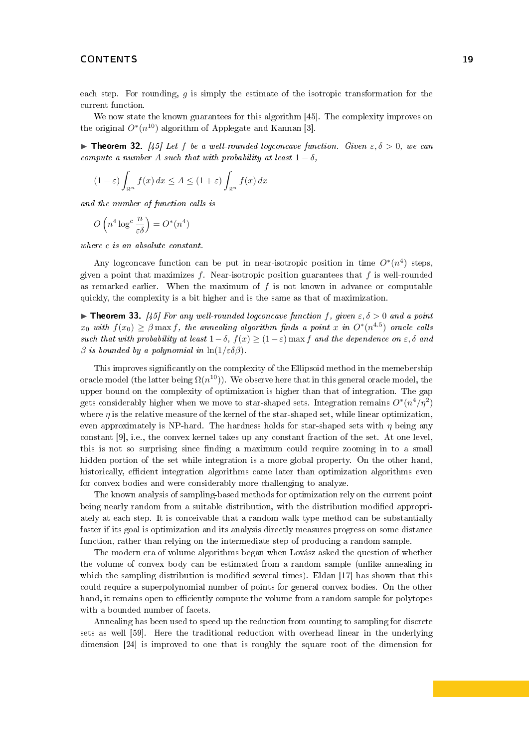each step. For rounding, $g$ is simply the estimate of the isotropic transformation for the current function.

We now state the known guarantees for this algorithm [45]. The complexity improves on the original $O^*(n^{10})$ algorithm of Applegate and Kannan [3].

▶ **Theorem 32.** *[45] Let $f$ be a well-rounded logconcave function. Given $\varepsilon, \delta > 0$, we can compute a number $A$ such that with probability at least $1 - \delta$,*

$$(1 - \varepsilon) \int_{\mathbb{R}^n} f(x)\, dx \leq A \leq (1 + \varepsilon) \int_{\mathbb{R}^n} f(x)\, dx$$

*and the number of function calls is*

$$O\left(n^4 \log^c \frac{n}{\varepsilon\delta}\right) = O^*(n^4)$$

*where $c$ is an absolute constant.*

Any logconcave function can be put in near-isotropic position in time $O^*(n^4)$ steps, given a point that maximizes $f$. Near-isotropic position guarantees that $f$ is well-rounded as remarked earlier. When the maximum of $f$ is not known in advance or computable quickly, the complexity is a bit higher and is the same as that of maximization.

▶ **Theorem 33.** *[45] For any well-rounded logconcave function $f$, given $\varepsilon, \delta > 0$ and a point $x_0$ with $f(x_0) \geq \beta \max f$, the annealing algorithm finds a point $x$ in $O^*(n^{4.5})$ oracle calls such that with probability at least $1 - \delta$, $f(x) \geq (1 - \varepsilon) \max f$ and the dependence on $\varepsilon, \delta$ and $\beta$ is bounded by a polynomial in $\ln(1/\varepsilon\delta\beta)$.*

This improves significantly on the complexity of the Ellipsoid method in the memebership oracle model (the latter being $\Omega(n^{10})$). We observe here that in this general oracle model, the upper bound on the complexity of optimization is higher than that of integration. The gap gets considerably higher when we move to star-shaped sets. Integration remains $O^*(n^4/\eta^2)$ where $\eta$ is the relative measure of the kernel of the star-shaped set, while linear optimization, even approximately is NP-hard. The hardness holds for star-shaped sets with $\eta$ being any constant [9], i.e., the convex kernel takes up any constant fraction of the set. At one level, this is not so surprising since finding a maximum could require zooming in to a small hidden portion of the set while integration is a more global property. On the other hand, historically, efficient integration algorithms came later than optimization algorithms even for convex bodies and were considerably more challenging to analyze.

The known analysis of sampling-based methods for optimization rely on the current point being nearly random from a suitable distribution, with the distribution modified appropriately at each step. It is conceivable that a random walk type method can be substantially faster if its goal is optimization and its analysis directly measures progress on some distance function, rather than relying on the intermediate step of producing a random sample.

The modern era of volume algorithms began when Lovász asked the question of whether the volume of convex body can be estimated from a random sample (unlike annealing in which the sampling distribution is modified several times). Eldan [17] has shown that this could require a superpolynomial number of points for general convex bodies. On the other hand, it remains open to efficiently compute the volume from a random sample for polytopes with a bounded number of facets.

Annealing has been used to speed up the reduction from counting to sampling for discrete sets as well [59]. Here the traditional reduction with overhead linear in the underlying dimension [24] is improved to one that is roughly the square root of the dimension for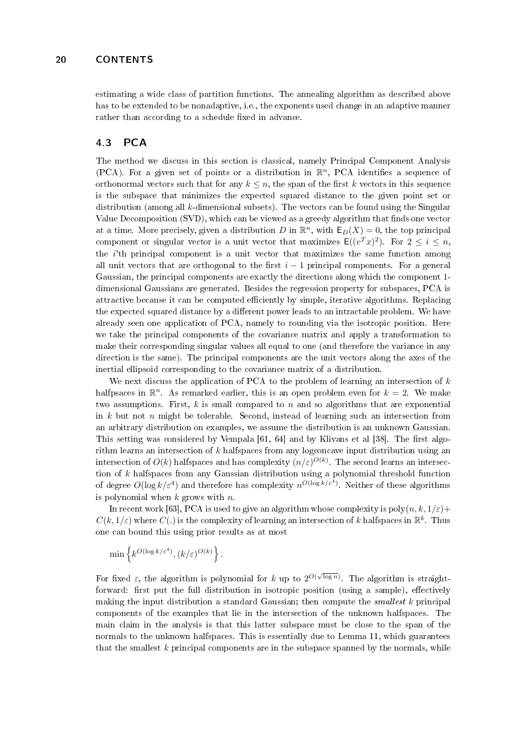estimating a wide class of partition functions. The annealing algorithm as described above has to be extended to be nonadaptive, i.e., the exponents used change in an adaptive manner rather than according to a schedule fixed in advance.

## 4.3 PCA

The method we discuss in this section is classical, namely Principal Component Analysis (PCA). For a given set of points or a distribution in $\mathbb{R}^n$, PCA identifies a sequence of orthonormal vectors such that for any $k \leq n$, the span of the first $k$ vectors in this sequence is the subspace that minimizes the expected squared distance to the given point set or distribution (among all $k$-dimensional subsets). The vectors can be found using the Singular Value Decomposition (SVD), which can be viewed as a greedy algorithm that finds one vector at a time. More precisely, given a distribution $D$ in $\mathbb{R}^n$, with $\mathsf{E}_D(X) = 0$, the top principal component or singular vector is a unit vector that maximizes $\mathsf{E}((v^T x)^2)$. For $2 \leq i \leq n$, the $i$'th principal component is a unit vector that maximizes the same function among all unit vectors that are orthogonal to the first $i-1$ principal components. For a general Gaussian, the principal components are exactly the directions along which the component 1-dimensional Gaussians are generated. Besides the regression property for subspaces, PCA is attractive because it can be computed efficiently by simple, iterative algorithms. Replacing the expected squared distance by a different power leads to an intractable problem. We have already seen one application of PCA, namely to rounding via the isotropic position. Here we take the principal components of the covariance matrix and apply a transformation to make their corresponding singular values all equal to one (and therefore the variance in any direction is the same). The principal components are the unit vectors along the axes of the inertial ellipsoid corresponding to the covariance matrix of a distribution.

We next discuss the application of PCA to the problem of learning an intersection of $k$ halfpsaces in $\mathbb{R}^n$. As remarked earlier, this is an open problem even for $k = 2$. We make two assumptions. First, $k$ is small compared to $n$ and so algorithms that are exponential in $k$ but not $n$ might be tolerable. Second, instead of learning such an intersection from an arbitrary distribution on examples, we assume the distribution is an unknown Gaussian. This setting was considered by Vempala [61, 64] and by Klivans et al [38]. The first algorithm learns an intersection of $k$ halfspaces from any logconcave input distribution using an intersection of $O(k)$ halfspaces and has complexity $(n/\varepsilon)^{O(k)}$. The second learns an intersection of $k$ halfspaces from any Gaussian distribution using a polynomial threshold function of degree $O(\log k/\varepsilon^4)$ and therefore has complexity $n^{O(\log k/\varepsilon^4)}$. Neither of these algorithms is polynomial when $k$ grows with $n$.

In recent work [63], PCA is used to give an algorithm whose complexity is $\text{poly}(n, k, 1/\varepsilon) + C(k, 1/\varepsilon)$ where $C(.)$ is the complexity of learning an intersection of $k$ halfspaces in $\mathbb{R}^k$. Thus one can bound this using prior results as at most

$$\min\left\{k^{O(\log k/\varepsilon^4)}, (k/\varepsilon)^{O(k)}\right\}.$$

For fixed $\varepsilon$, the algorithm is polynomial for $k$ up to $2^{O(\sqrt{\log n})}$. The algorithm is straightforward: first put the full distribution in isotropic position (using a sample), effectively making the input distribution a standard Gaussian; then compute the *smallest* $k$ principal components of the examples that lie in the intersection of the unknown halfspaces. The main claim in the analysis is that this latter subspace must be close to the span of the normals to the unknown halfspaces. This is essentially due to Lemma 11, which guarantees that the smallest $k$ principal components are in the subspace spanned by the normals, while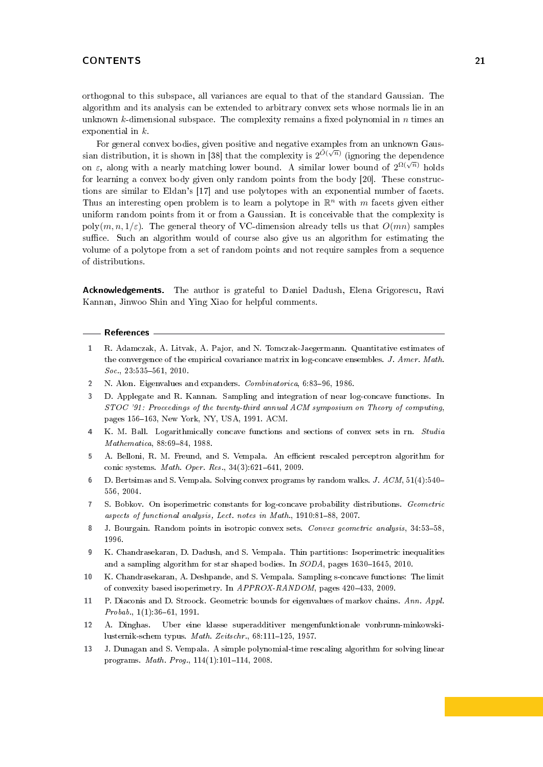orthogonal to this subspace, all variances are equal to that of the standard Gaussian. The algorithm and its analysis can be extended to arbitrary convex sets whose normals lie in an unknown $k$-dimensional subspace. The complexity remains a fixed polynomial in $n$ times an exponential in $k$.

For general convex bodies, given positive and negative examples from an unknown Gaussian distribution, it is shown in [38] that the complexity is $2^{\tilde{O}(\sqrt{n})}$ (ignoring the dependence on $\varepsilon$, along with a nearly matching lower bound. A similar lower bound of $2^{\Omega(\sqrt{n})}$ holds for learning a convex body given only random points from the body [20]. These constructions are similar to Eldan's [17] and use polytopes with an exponential number of facets. Thus an interesting open problem is to learn a polytope in $\mathbb{R}^n$ with $m$ facets given either uniform random points from it or from a Gaussian. It is conceivable that the complexity is $\text{poly}(m, n, 1/\varepsilon)$. The general theory of VC-dimension already tells us that $O(mn)$ samples suffice. Such an algorithm would of course also give us an algorithm for estimating the volume of a polytope from a set of random points and not require samples from a sequence of distributions.

**Acknowledgements.** The author is grateful to Daniel Dadush, Elena Grigorescu, Ravi Kannan, Jinwoo Shin and Ying Xiao for helpful comments.

## References

1. R. Adamczak, A. Litvak, A. Pajor, and N. Tomczak-Jaegermann. Quantitative estimates of the convergence of the empirical covariance matrix in log-concave ensembles. *J. Amer. Math. Soc.*, 23:535–561, 2010.
2. N. Alon. Eigenvalues and expanders. *Combinatorica*, 6:83–96, 1986.
3. D. Applegate and R. Kannan. Sampling and integration of near log-concave functions. In *STOC '91: Proceedings of the twenty-third annual ACM symposium on Theory of computing*, pages 156–163, New York, NY, USA, 1991. ACM.
4. K. M. Ball. Logarithmically concave functions and sections of convex sets in rn. *Studia Mathematica*, 88:69–84, 1988.
5. A. Belloni, R. M. Freund, and S. Vempala. An efficient rescaled perceptron algorithm for conic systems. *Math. Oper. Res.*, 34(3):621–641, 2009.
6. D. Bertsimas and S. Vempala. Solving convex programs by random walks. *J. ACM*, 51(4):540–556, 2004.
7. S. Bobkov. On isoperimetric constants for log-concave probability distributions. *Geometric aspects of functional analysis, Lect. notes in Math.*, 1910:81–88, 2007.
8. J. Bourgain. Random points in isotropic convex sets. *Convex geometric analysis*, 34:53–58, 1996.
9. K. Chandrasekaran, D. Dadush, and S. Vempala. Thin partitions: Isoperimetric inequalities and a sampling algorithm for star shaped bodies. In *SODA*, pages 1630–1645, 2010.
10. K. Chandrasekaran, A. Deshpande, and S. Vempala. Sampling s-concave functions: The limit of convexity based isoperimetry. In *APPROX-RANDOM*, pages 420–433, 2009.
11. P. Diaconis and D. Stroock. Geometric bounds for eigenvalues of markov chains. *Ann. Appl. Probab.*, 1(1):36–61, 1991.
12. A. Dinghas. Uber eine klasse superadditiver mengenfunktionale vonbrunn-minkowski-lusternik-schem typus. *Math. Zeitschr.*, 68:111–125, 1957.
13. J. Dunagan and S. Vempala. A simple polynomial-time rescaling algorithm for solving linear programs. *Math. Prog.*, 114(1):101–114, 2008.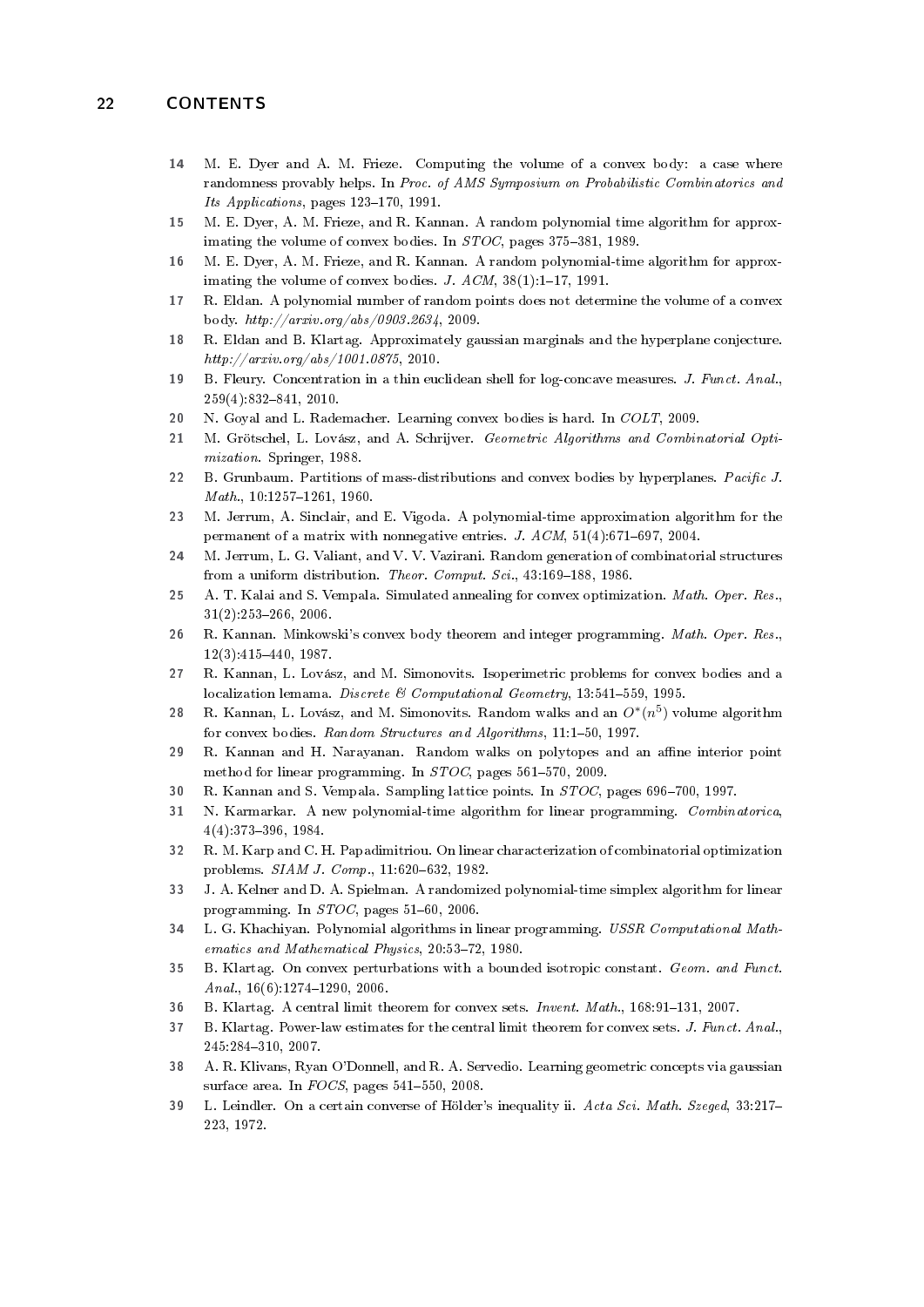14 M. E. Dyer and A. M. Frieze. Computing the volume of a convex body: a case where randomness provably helps. In *Proc. of AMS Symposium on Probabilistic Combinatorics and Its Applications*, pages 123–170, 1991.

15 M. E. Dyer, A. M. Frieze, and R. Kannan. A random polynomial time algorithm for approximating the volume of convex bodies. In *STOC*, pages 375–381, 1989.

16 M. E. Dyer, A. M. Frieze, and R. Kannan. A random polynomial-time algorithm for approximating the volume of convex bodies. *J. ACM*, 38(1):1–17, 1991.

17 R. Eldan. A polynomial number of random points does not determine the volume of a convex body. *http://arxiv.org/abs/0903.2634*, 2009.

18 R. Eldan and B. Klartag. Approximately gaussian marginals and the hyperplane conjecture. *http://arxiv.org/abs/1001.0875*, 2010.

19 B. Fleury. Concentration in a thin euclidean shell for log-concave measures. *J. Funct. Anal.*, 259(4):832–841, 2010.

20 N. Goyal and L. Rademacher. Learning convex bodies is hard. In *COLT*, 2009.

21 M. Grötschel, L. Lovász, and A. Schrijver. *Geometric Algorithms and Combinatorial Optimization*. Springer, 1988.

22 B. Grunbaum. Partitions of mass-distributions and convex bodies by hyperplanes. *Pacific J. Math.*, 10:1257–1261, 1960.

23 M. Jerrum, A. Sinclair, and E. Vigoda. A polynomial-time approximation algorithm for the permanent of a matrix with nonnegative entries. *J. ACM*, 51(4):671–697, 2004.

24 M. Jerrum, L. G. Valiant, and V. V. Vazirani. Random generation of combinatorial structures from a uniform distribution. *Theor. Comput. Sci.*, 43:169–188, 1986.

25 A. T. Kalai and S. Vempala. Simulated annealing for convex optimization. *Math. Oper. Res.*, 31(2):253–266, 2006.

26 R. Kannan. Minkowski's convex body theorem and integer programming. *Math. Oper. Res.*, 12(3):415–440, 1987.

27 R. Kannan, L. Lovász, and M. Simonovits. Isoperimetric problems for convex bodies and a localization lemama. *Discrete & Computational Geometry*, 13:541–559, 1995.

28 R. Kannan, L. Lovász, and M. Simonovits. Random walks and an $O^*(n^5)$ volume algorithm for convex bodies. *Random Structures and Algorithms*, 11:1–50, 1997.

29 R. Kannan and H. Narayanan. Random walks on polytopes and an affine interior point method for linear programming. In *STOC*, pages 561–570, 2009.

30 R. Kannan and S. Vempala. Sampling lattice points. In *STOC*, pages 696–700, 1997.

31 N. Karmarkar. A new polynomial-time algorithm for linear programming. *Combinatorica*, 4(4):373–396, 1984.

32 R. M. Karp and C. H. Papadimitriou. On linear characterization of combinatorial optimization problems. *SIAM J. Comp.*, 11:620–632, 1982.

33 J. A. Kelner and D. A. Spielman. A randomized polynomial-time simplex algorithm for linear programming. In *STOC*, pages 51–60, 2006.

34 L. G. Khachiyan. Polynomial algorithms in linear programming. *USSR Computational Mathematics and Mathematical Physics*, 20:53–72, 1980.

35 B. Klartag. On convex perturbations with a bounded isotropic constant. *Geom. and Funct. Anal.*, 16(6):1274–1290, 2006.

36 B. Klartag. A central limit theorem for convex sets. *Invent. Math.*, 168:91–131, 2007.

37 B. Klartag. Power-law estimates for the central limit theorem for convex sets. *J. Funct. Anal.*, 245:284–310, 2007.

38 A. R. Klivans, Ryan O'Donnell, and R. A. Servedio. Learning geometric concepts via gaussian surface area. In *FOCS*, pages 541–550, 2008.

39 L. Leindler. On a certain converse of Hölder's inequality ii. *Acta Sci. Math. Szeged*, 33:217–223, 1972.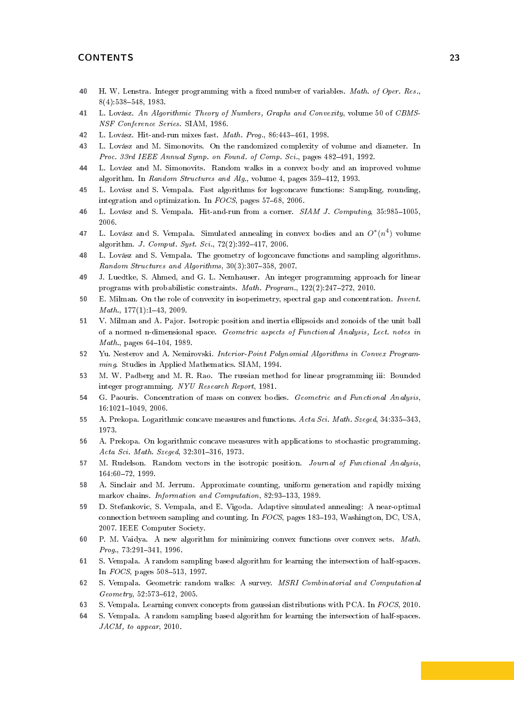40 H. W. Lenstra. Integer programming with a fixed number of variables. *Math. of Oper. Res.*, 8(4):538–548, 1983.

41 L. Lovász. *An Algorithmic Theory of Numbers, Graphs and Convexity*, volume 50 of *CBMS-NSF Conference Series*. SIAM, 1986.

42 L. Lovász. Hit-and-run mixes fast. *Math. Prog.*, 86:443–461, 1998.

43 L. Lovász and M. Simonovits. On the randomized complexity of volume and diameter. In *Proc. 33rd IEEE Annual Symp. on Found. of Comp. Sci.*, pages 482–491, 1992.

44 L. Lovász and M. Simonovits. Random walks in a convex body and an improved volume algorithm. In *Random Structures and Alg.*, volume 4, pages 359–412, 1993.

45 L. Lovász and S. Vempala. Fast algorithms for logconcave functions: Sampling, rounding, integration and optimization. In *FOCS*, pages 57–68, 2006.

46 L. Lovász and S. Vempala. Hit-and-run from a corner. *SIAM J. Computing*, 35:985–1005, 2006.

47 L. Lovász and S. Vempala. Simulated annealing in convex bodies and an $O^*(n^4)$ volume algorithm. *J. Comput. Syst. Sci.*, 72(2):392–417, 2006.

48 L. Lovász and S. Vempala. The geometry of logconcave functions and sampling algorithms. *Random Structures and Algorithms*, 30(3):307–358, 2007.

49 J. Luedtke, S. Ahmed, and G. L. Nemhauser. An integer programming approach for linear programs with probabilistic constraints. *Math. Program.*, 122(2):247–272, 2010.

50 E. Milman. On the role of convexity in isoperimetry, spectral gap and concentration. *Invent. Math.*, 177(1):1–43, 2009.

51 V. Milman and A. Pajor. Isotropic position and inertia ellipsoids and zonoids of the unit ball of a normed n-dimensional space. *Geometric aspects of Functional Analysis, Lect. notes in Math.*, pages 64–104, 1989.

52 Yu. Nesterov and A. Nemirovski. *Interior-Point Polynomial Algorithms in Convex Programming*. Studies in Applied Mathematics. SIAM, 1994.

53 M. W. Padberg and M. R. Rao. The russian method for linear programming iii: Bounded integer programming. *NYU Research Report*, 1981.

54 G. Paouris. Concentration of mass on convex bodies. *Geometric and Functional Analysis*, 16:1021–1049, 2006.

55 A. Prekopa. Logarithmic concave measures and functions. *Acta Sci. Math. Szeged*, 34:335–343, 1973.

56 A. Prekopa. On logarithmic concave measures with applications to stochastic programming. *Acta Sci. Math. Szeged*, 32:301–316, 1973.

57 M. Rudelson. Random vectors in the isotropic position. *Journal of Functional Analysis*, 164:60–72, 1999.

58 A. Sinclair and M. Jerrum. Approximate counting, uniform generation and rapidly mixing markov chains. *Information and Computation*, 82:93–133, 1989.

59 D. Stefankovic, S. Vempala, and E. Vigoda. Adaptive simulated annealing: A near-optimal connection between sampling and counting. In *FOCS*, pages 183–193, Washington, DC, USA, 2007. IEEE Computer Society.

60 P. M. Vaidya. A new algorithm for minimizing convex functions over convex sets. *Math. Prog.*, 73:291–341, 1996.

61 S. Vempala. A random sampling based algorithm for learning the intersection of half-spaces. In *FOCS*, pages 508–513, 1997.

62 S. Vempala. Geometric random walks: A survey. *MSRI Combinatorial and Computational Geometry*, 52:573–612, 2005.

63 S. Vempala. Learning convex concepts from gaussian distributions with PCA. In *FOCS*, 2010.

64 S. Vempala. A random sampling based algorithm for learning the intersection of half-spaces. *JACM, to appear*, 2010.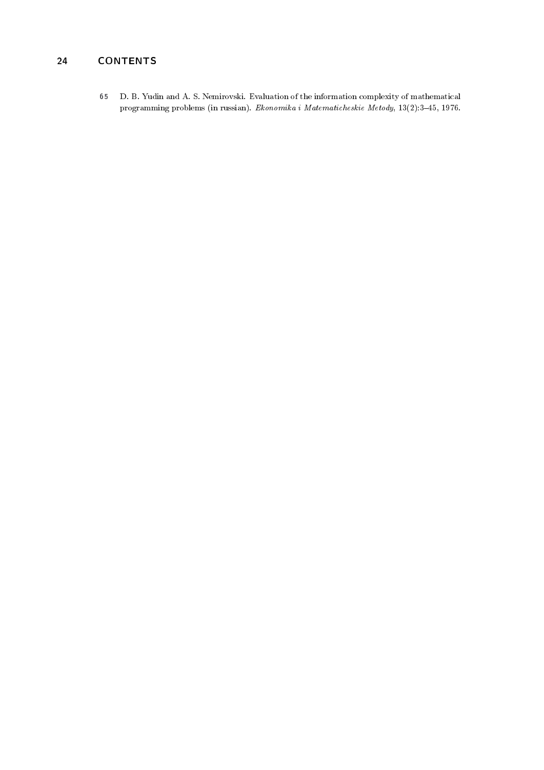65 D. B. Yudin and A. S. Nemirovski. Evaluation of the information complexity of mathematical programming problems (in russian). *Ekonomika i Matematicheskie Metody*, 13(2):3–45, 1976.